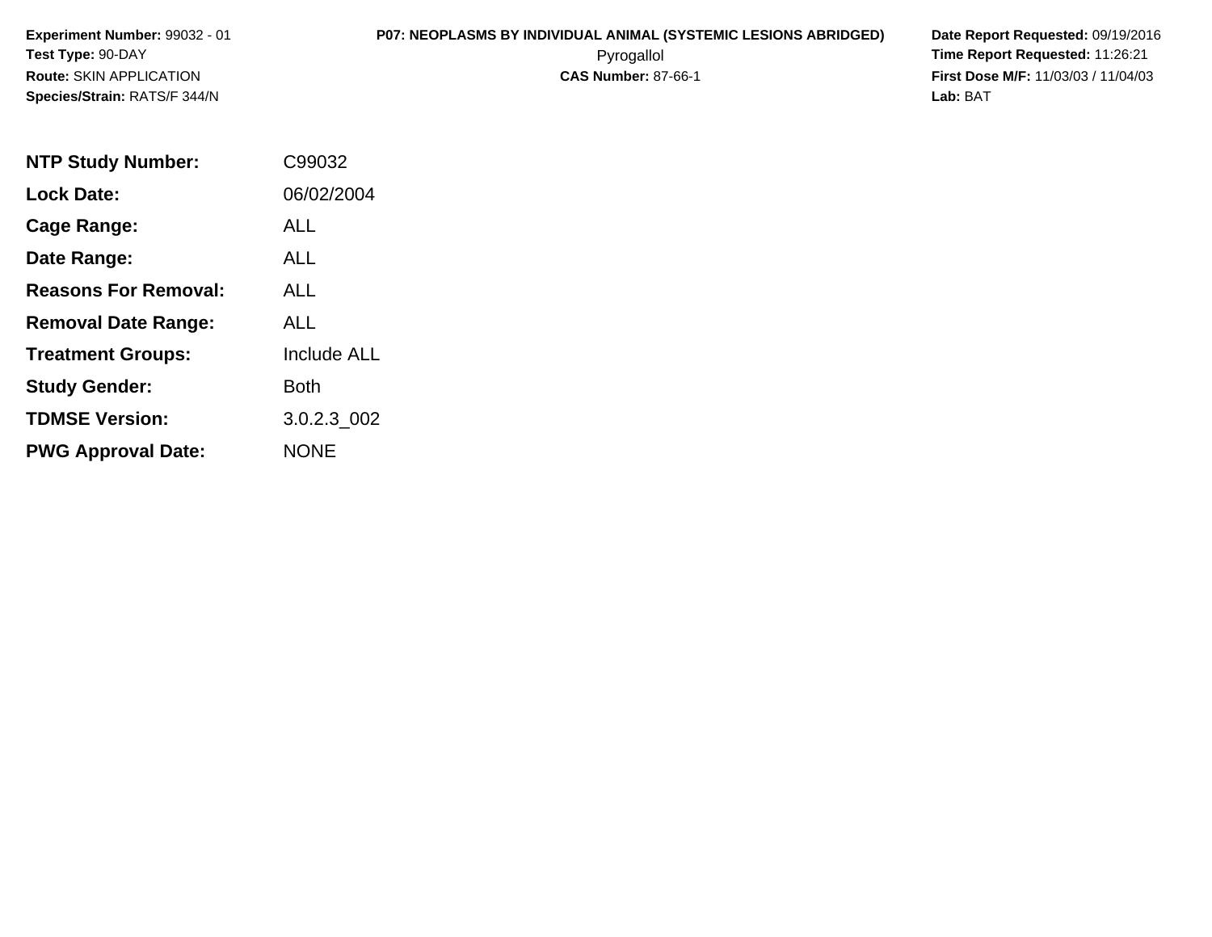**Experiment Number:** 99032 - 01
**Test Type:** 90-DAY
**Route:** SKIN APPLICATION
**Species/Strain:** RATS/F 344/N

**P07: NEOPLASMS BY INDIVIDUAL ANIMAL (SYSTEMIC LESIONS ABRIDGED)**
Pyrogallol
**CAS Number:** 87-66-1

**Date Report Requested:** 09/19/2016
**Time Report Requested:** 11:26:21
**First Dose M/F:** 11/03/03 / 11/04/03
**Lab:** BAT

| | |
|---|---|
| **NTP Study Number:** | C99032 |
| **Lock Date:** | 06/02/2004 |
| **Cage Range:** | ALL |
| **Date Range:** | ALL |
| **Reasons For Removal:** | ALL |
| **Removal Date Range:** | ALL |
| **Treatment Groups:** | Include ALL |
| **Study Gender:** | Both |
| **TDMSE Version:** | 3.0.2.3_002 |
| **PWG Approval Date:** | NONE |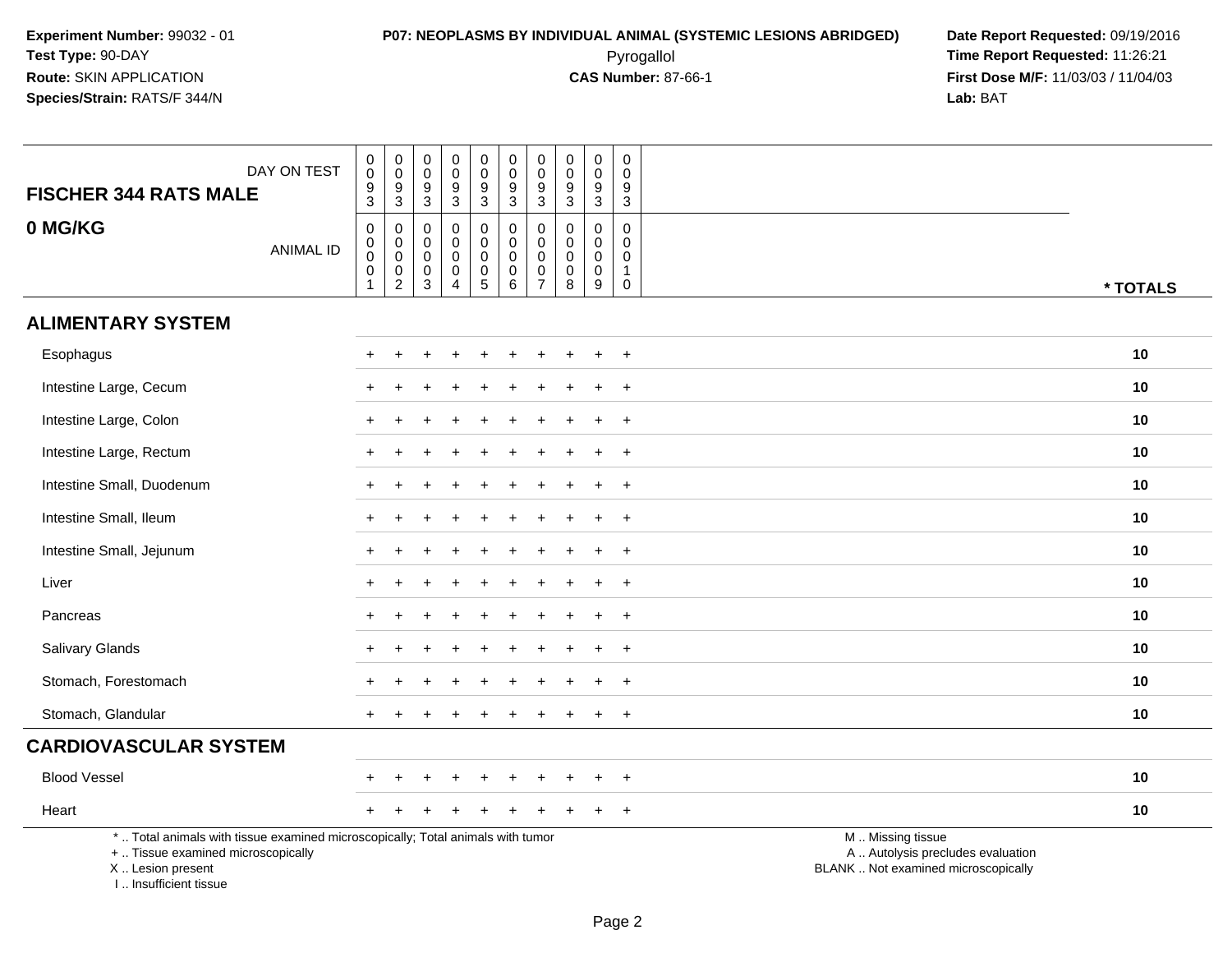**Experiment Number:** 99032 - 01
**Test Type:** 90-DAY
**Route:** SKIN APPLICATION
**Species/Strain:** RATS/F 344/N

**P07: NEOPLASMS BY INDIVIDUAL ANIMAL (SYSTEMIC LESIONS ABRIDGED)**
Pyrogallol
**CAS Number:** 87-66-1

**Date Report Requested:** 09/19/2016
**Time Report Requested:** 11:26:21
**First Dose M/F:** 11/03/03 / 11/04/03
**Lab:** BAT

| FISCHER 344 RATS MALE — DAY ON TEST | 0093 | 0093 | 0093 | 0093 | 0093 | 0093 | 0093 | 0093 | 0093 | 0093 | |
|---|---|---|---|---|---|---|---|---|---|---|---|
| **0 MG/KG** — ANIMAL ID | 00001 | 00002 | 00003 | 00004 | 00005 | 00006 | 00007 | 00008 | 00009 | 00010 | *** TOTALS** |
| **ALIMENTARY SYSTEM** | | | | | | | | | | | |
| Esophagus | + | + | + | + | + | + | + | + | + | + | **10** |
| Intestine Large, Cecum | + | + | + | + | + | + | + | + | + | + | **10** |
| Intestine Large, Colon | + | + | + | + | + | + | + | + | + | + | **10** |
| Intestine Large, Rectum | + | + | + | + | + | + | + | + | + | + | **10** |
| Intestine Small, Duodenum | + | + | + | + | + | + | + | + | + | + | **10** |
| Intestine Small, Ileum | + | + | + | + | + | + | + | + | + | + | **10** |
| Intestine Small, Jejunum | + | + | + | + | + | + | + | + | + | + | **10** |
| Liver | + | + | + | + | + | + | + | + | + | + | **10** |
| Pancreas | + | + | + | + | + | + | + | + | + | + | **10** |
| Salivary Glands | + | + | + | + | + | + | + | + | + | + | **10** |
| Stomach, Forestomach | + | + | + | + | + | + | + | + | + | + | **10** |
| Stomach, Glandular | + | + | + | + | + | + | + | + | + | + | **10** |
| **CARDIOVASCULAR SYSTEM** | | | | | | | | | | | |
| Blood Vessel | + | + | + | + | + | + | + | + | + | + | **10** |
| Heart | + | + | + | + | + | + | + | + | + | + | **10** |

* .. Total animals with tissue examined microscopically; Total animals with tumor
+ .. Tissue examined microscopically
X .. Lesion present
I .. Insufficient tissue

M .. Missing tissue
A .. Autolysis precludes evaluation
BLANK .. Not examined microscopically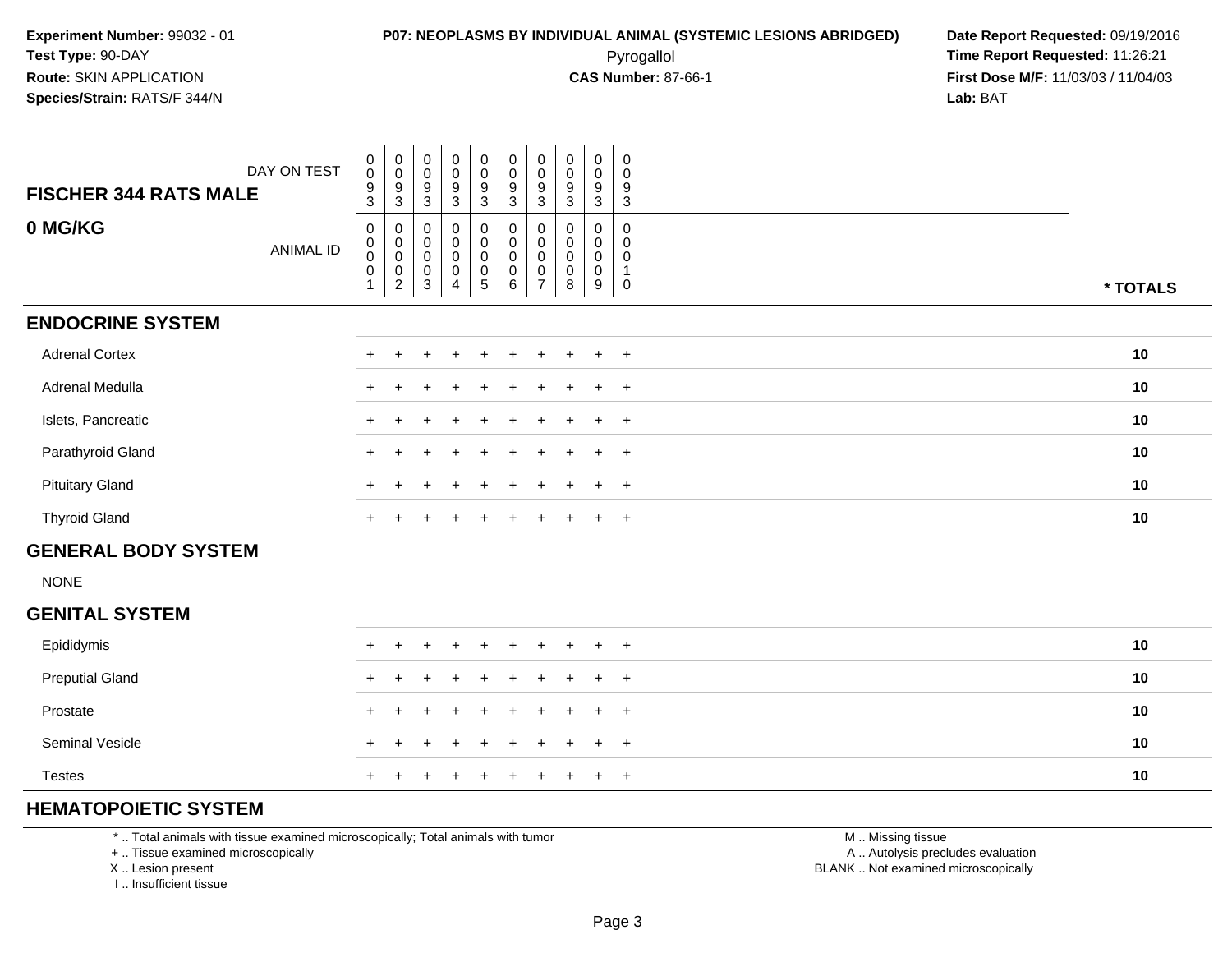**Experiment Number:** 99032 - 01
**Test Type:** 90-DAY
**Route:** SKIN APPLICATION
**Species/Strain:** RATS/F 344/N

**P07: NEOPLASMS BY INDIVIDUAL ANIMAL (SYSTEMIC LESIONS ABRIDGED)**
Pyrogallol
**CAS Number:** 87-66-1

**Date Report Requested:** 09/19/2016
**Time Report Requested:** 11:26:21
**First Dose M/F:** 11/03/03 / 11/04/03
**Lab:** BAT

| FISCHER 344 RATS MALE — DAY ON TEST | 0093 | 0093 | 0093 | 0093 | 0093 | 0093 | 0093 | 0093 | 0093 | 0093 | |
|---|---|---|---|---|---|---|---|---|---|---|---|
| **0 MG/KG** — ANIMAL ID | 00001 | 00002 | 00003 | 00004 | 00005 | 00006 | 00007 | 00008 | 00009 | 00010 | *** TOTALS** |
| **ENDOCRINE SYSTEM** | | | | | | | | | | | |
| Adrenal Cortex | + | + | + | + | + | + | + | + | + | + | **10** |
| Adrenal Medulla | + | + | + | + | + | + | + | + | + | + | **10** |
| Islets, Pancreatic | + | + | + | + | + | + | + | + | + | + | **10** |
| Parathyroid Gland | + | + | + | + | + | + | + | + | + | + | **10** |
| Pituitary Gland | + | + | + | + | + | + | + | + | + | + | **10** |
| Thyroid Gland | + | + | + | + | + | + | + | + | + | + | **10** |
| **GENERAL BODY SYSTEM** | | | | | | | | | | | |
| NONE | | | | | | | | | | | |
| **GENITAL SYSTEM** | | | | | | | | | | | |
| Epididymis | + | + | + | + | + | + | + | + | + | + | **10** |
| Preputial Gland | + | + | + | + | + | + | + | + | + | + | **10** |
| Prostate | + | + | + | + | + | + | + | + | + | + | **10** |
| Seminal Vesicle | + | + | + | + | + | + | + | + | + | + | **10** |
| Testes | + | + | + | + | + | + | + | + | + | + | **10** |
| **HEMATOPOIETIC SYSTEM** | | | | | | | | | | | |

* .. Total animals with tissue examined microscopically; Total animals with tumor
+ .. Tissue examined microscopically
X .. Lesion present
I .. Insufficient tissue

M .. Missing tissue
A .. Autolysis precludes evaluation
BLANK .. Not examined microscopically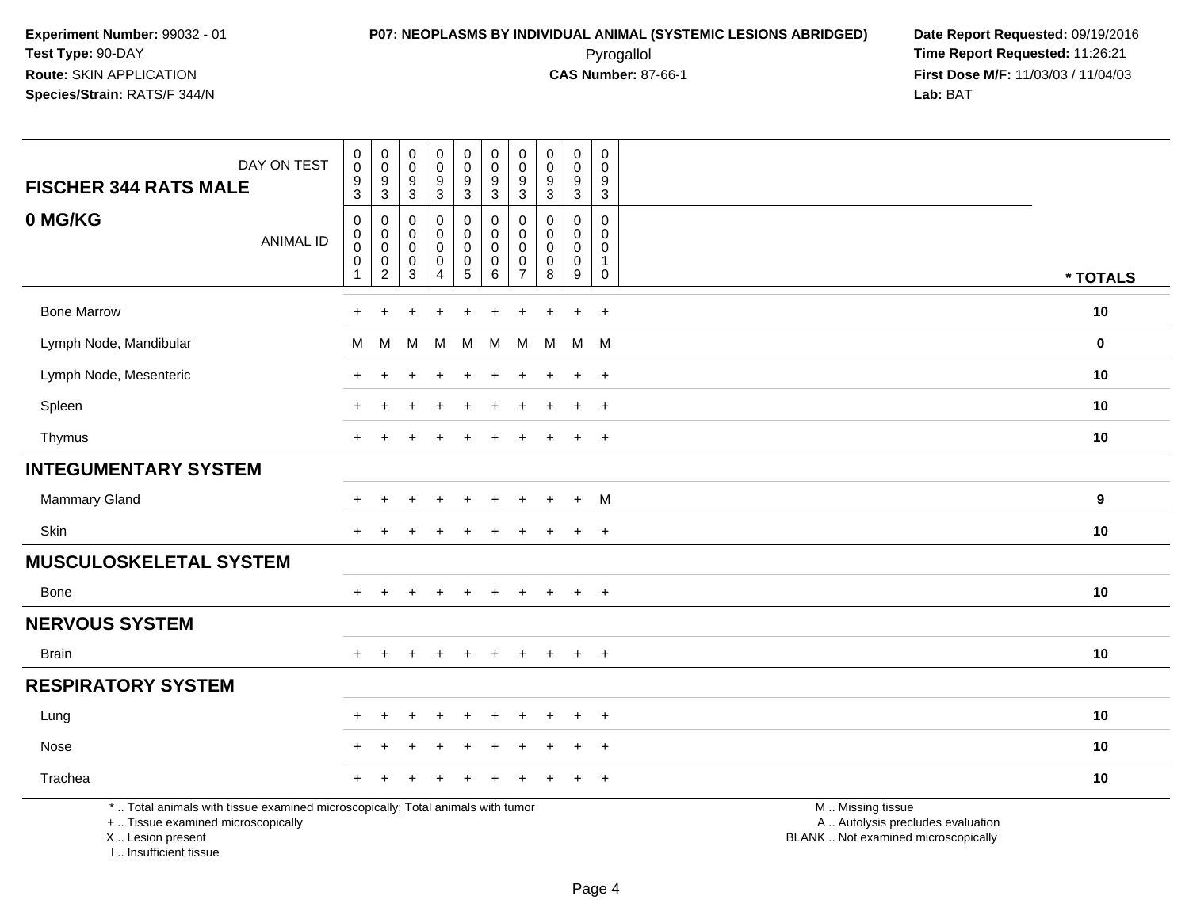Experiment Number: 99032 - 01
Test Type: 90-DAY
Route: SKIN APPLICATION
Species/Strain: RATS/F 344/N

**P07: NEOPLASMS BY INDIVIDUAL ANIMAL (SYSTEMIC LESIONS ABRIDGED)**
Pyrogallol
**CAS Number:** 87-66-1

Date Report Requested: 09/19/2016
Time Report Requested: 11:26:21
First Dose M/F: 11/03/03 / 11/04/03
Lab: BAT

| FISCHER 344 RATS MALE 0 MG/KG | | | | | | | | | | | |
|---|---|---|---|---|---|---|---|---|---|---|---|
| DAY ON TEST | 0093 | 0093 | 0093 | 0093 | 0093 | 0093 | 0093 | 0093 | 0093 | 0093 | |
| ANIMAL ID | 00001 | 00002 | 00003 | 00004 | 00005 | 00006 | 00007 | 00008 | 00009 | 00010 | * TOTALS |
| Bone Marrow | + | + | + | + | + | + | + | + | + | + | 10 |
| Lymph Node, Mandibular | M | M | M | M | M | M | M | M | M | M | 0 |
| Lymph Node, Mesenteric | + | + | + | + | + | + | + | + | + | + | 10 |
| Spleen | + | + | + | + | + | + | + | + | + | + | 10 |
| Thymus | + | + | + | + | + | + | + | + | + | + | 10 |
| **INTEGUMENTARY SYSTEM** | | | | | | | | | | | |
| Mammary Gland | + | + | + | + | + | + | + | + | + | M | 9 |
| Skin | + | + | + | + | + | + | + | + | + | + | 10 |
| **MUSCULOSKELETAL SYSTEM** | | | | | | | | | | | |
| Bone | + | + | + | + | + | + | + | + | + | + | 10 |
| **NERVOUS SYSTEM** | | | | | | | | | | | |
| Brain | + | + | + | + | + | + | + | + | + | + | 10 |
| **RESPIRATORY SYSTEM** | | | | | | | | | | | |
| Lung | + | + | + | + | + | + | + | + | + | + | 10 |
| Nose | + | + | + | + | + | + | + | + | + | + | 10 |
| Trachea | + | + | + | + | + | + | + | + | + | + | 10 |

* .. Total animals with tissue examined microscopically; Total animals with tumor
+ .. Tissue examined microscopically
X .. Lesion present
I .. Insufficient tissue

M .. Missing tissue
A .. Autolysis precludes evaluation
BLANK .. Not examined microscopically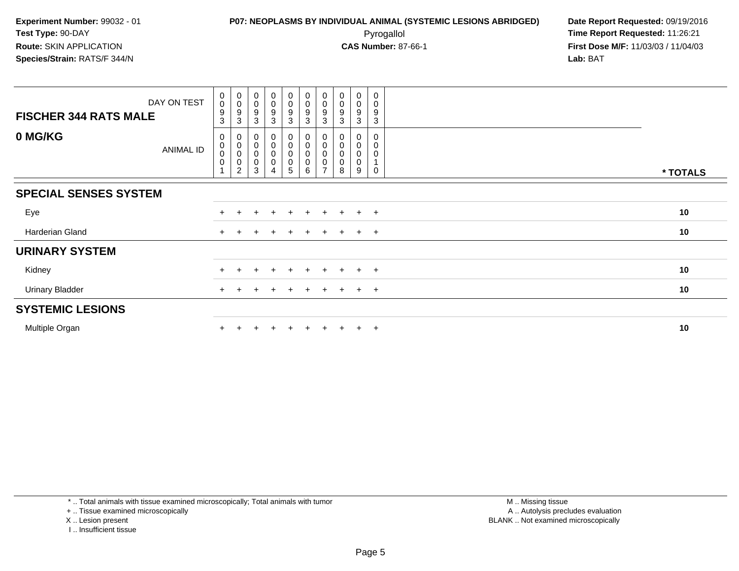**Experiment Number:** 99032 - 01
**Test Type:** 90-DAY
**Route:** SKIN APPLICATION
**Species/Strain:** RATS/F 344/N

**P07: NEOPLASMS BY INDIVIDUAL ANIMAL (SYSTEMIC LESIONS ABRIDGED)**
Pyrogallol
**CAS Number:** 87-66-1

**Date Report Requested:** 09/19/2016
**Time Report Requested:** 11:26:21
**First Dose M/F:** 11/03/03 / 11/04/03
**Lab:** BAT

| FISCHER 344 RATS MALE — DAY ON TEST | 0093 | 0093 | 0093 | 0093 | 0093 | 0093 | 0093 | 0093 | 0093 | 0093 | |
|---|---|---|---|---|---|---|---|---|---|---|---|
| **0 MG/KG** — ANIMAL ID | 00001 | 00002 | 00003 | 00004 | 00005 | 00006 | 00007 | 00008 | 00009 | 00010 | *** TOTALS** |
| **SPECIAL SENSES SYSTEM** | | | | | | | | | | | |
| Eye | + | + | + | + | + | + | + | + | + | + | **10** |
| Harderian Gland | + | + | + | + | + | + | + | + | + | + | **10** |
| **URINARY SYSTEM** | | | | | | | | | | | |
| Kidney | + | + | + | + | + | + | + | + | + | + | **10** |
| Urinary Bladder | + | + | + | + | + | + | + | + | + | + | **10** |
| **SYSTEMIC LESIONS** | | | | | | | | | | | |
| Multiple Organ | + | + | + | + | + | + | + | + | + | + | **10** |

* .. Total animals with tissue examined microscopically; Total animals with tumor
+ .. Tissue examined microscopically
X .. Lesion present
I .. Insufficient tissue

M .. Missing tissue
A .. Autolysis precludes evaluation
BLANK .. Not examined microscopically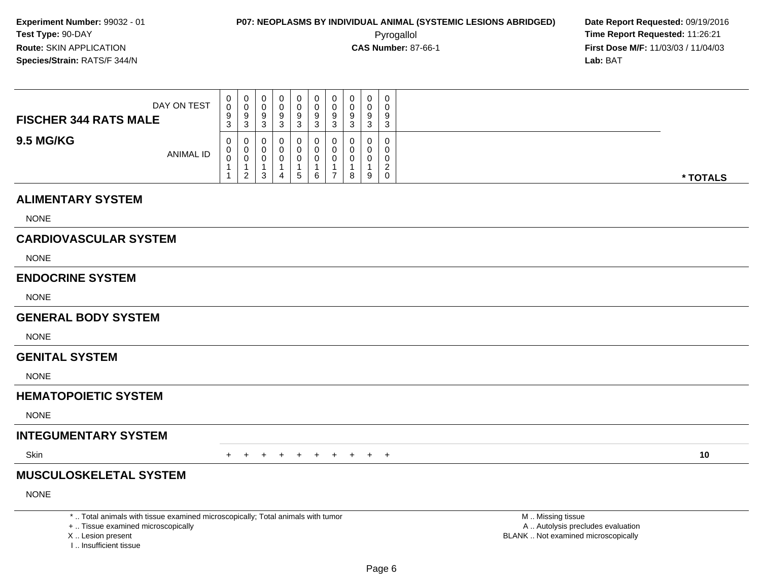**Experiment Number:** 99032 - 01
**Test Type:** 90-DAY
**Route:** SKIN APPLICATION
**Species/Strain:** RATS/F 344/N

**P07: NEOPLASMS BY INDIVIDUAL ANIMAL (SYSTEMIC LESIONS ABRIDGED)**
Pyrogallol
**CAS Number:** 87-66-1

**Date Report Requested:** 09/19/2016
**Time Report Requested:** 11:26:21
**First Dose M/F:** 11/03/03 / 11/04/03
**Lab:** BAT

| FISCHER 344 RATS MALE / 9.5 MG/KG | | | | | | | | | | | |
|---|---|---|---|---|---|---|---|---|---|---|---|
| DAY ON TEST | 0093 | 0093 | 0093 | 0093 | 0093 | 0093 | 0093 | 0093 | 0093 | 0093 | |
| ANIMAL ID | 00011 | 00012 | 00013 | 00014 | 00015 | 00016 | 00017 | 00018 | 00019 | 00020 | * TOTALS |
| **ALIMENTARY SYSTEM** | | | | | | | | | | | |
| NONE | | | | | | | | | | | |
| **CARDIOVASCULAR SYSTEM** | | | | | | | | | | | |
| NONE | | | | | | | | | | | |
| **ENDOCRINE SYSTEM** | | | | | | | | | | | |
| NONE | | | | | | | | | | | |
| **GENERAL BODY SYSTEM** | | | | | | | | | | | |
| NONE | | | | | | | | | | | |
| **GENITAL SYSTEM** | | | | | | | | | | | |
| NONE | | | | | | | | | | | |
| **HEMATOPOIETIC SYSTEM** | | | | | | | | | | | |
| NONE | | | | | | | | | | | |
| **INTEGUMENTARY SYSTEM** | | | | | | | | | | | |
| Skin | + | + | + | + | + | + | + | + | + | + | 10 |
| **MUSCULOSKELETAL SYSTEM** | | | | | | | | | | | |
| NONE | | | | | | | | | | | |

* .. Total animals with tissue examined microscopically; Total animals with tumor
+ .. Tissue examined microscopically
X .. Lesion present
I .. Insufficient tissue

M .. Missing tissue
A .. Autolysis precludes evaluation
BLANK .. Not examined microscopically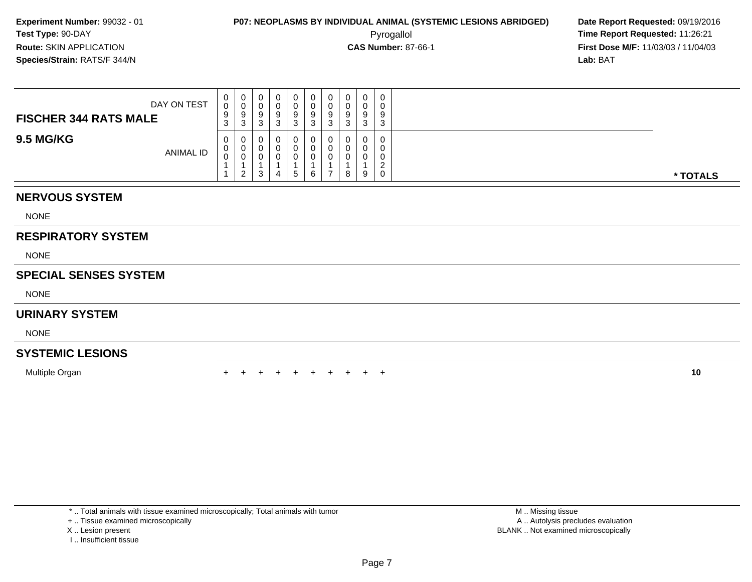**Experiment Number:** 99032 - 01
**Test Type:** 90-DAY
**Route:** SKIN APPLICATION
**Species/Strain:** RATS/F 344/N

**P07: NEOPLASMS BY INDIVIDUAL ANIMAL (SYSTEMIC LESIONS ABRIDGED)**
Pyrogallol
**CAS Number:** 87-66-1

**Date Report Requested:** 09/19/2016
**Time Report Requested:** 11:26:21
**First Dose M/F:** 11/03/03 / 11/04/03
**Lab:** BAT

| FISCHER 344 RATS MALE — DAY ON TEST | 0093 | 0093 | 0093 | 0093 | 0093 | 0093 | 0093 | 0093 | 0093 | 0093 | |
|---|---|---|---|---|---|---|---|---|---|---|---|
| **9.5 MG/KG** — ANIMAL ID | 00011 | 00012 | 00013 | 00014 | 00015 | 00016 | 00017 | 00018 | 00019 | 00020 | *** TOTALS** |
| **NERVOUS SYSTEM** | | | | | | | | | | | |
| NONE | | | | | | | | | | | |
| **RESPIRATORY SYSTEM** | | | | | | | | | | | |
| NONE | | | | | | | | | | | |
| **SPECIAL SENSES SYSTEM** | | | | | | | | | | | |
| NONE | | | | | | | | | | | |
| **URINARY SYSTEM** | | | | | | | | | | | |
| NONE | | | | | | | | | | | |
| **SYSTEMIC LESIONS** | | | | | | | | | | | |
| Multiple Organ | + | + | + | + | + | + | + | + | + | + | **10** |

* .. Total animals with tissue examined microscopically; Total animals with tumor
+ .. Tissue examined microscopically
X .. Lesion present
I .. Insufficient tissue

M .. Missing tissue
A .. Autolysis precludes evaluation
BLANK .. Not examined microscopically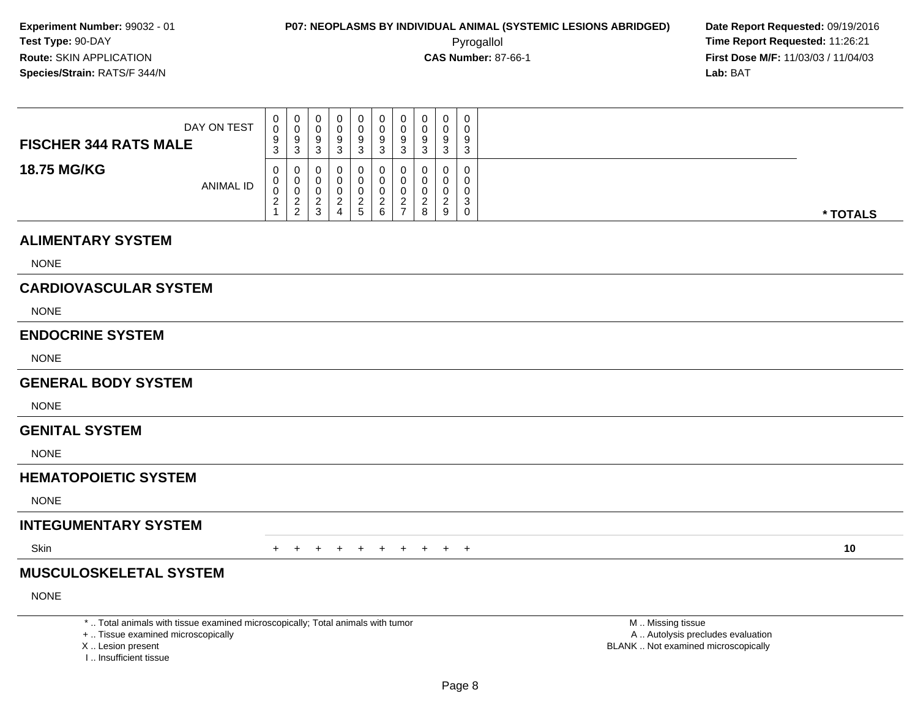**Experiment Number:** 99032 - 01
**Test Type:** 90-DAY
**Route:** SKIN APPLICATION
**Species/Strain:** RATS/F 344/N

**P07: NEOPLASMS BY INDIVIDUAL ANIMAL (SYSTEMIC LESIONS ABRIDGED)**
Pyrogallol
**CAS Number:** 87-66-1

**Date Report Requested:** 09/19/2016
**Time Report Requested:** 11:26:21
**First Dose M/F:** 11/03/03 / 11/04/03
**Lab:** BAT

| FISCHER 344 RATS MALE / 18.75 MG/KG | | | | | | | | | | | |
|---|---|---|---|---|---|---|---|---|---|---|---|
| DAY ON TEST | 0093 | 0093 | 0093 | 0093 | 0093 | 0093 | 0093 | 0093 | 0093 | 0093 | |
| ANIMAL ID | 00021 | 00022 | 00023 | 00024 | 00025 | 00026 | 00027 | 00028 | 00029 | 00030 | * TOTALS |
| **ALIMENTARY SYSTEM** | | | | | | | | | | | |
| NONE | | | | | | | | | | | |
| **CARDIOVASCULAR SYSTEM** | | | | | | | | | | | |
| NONE | | | | | | | | | | | |
| **ENDOCRINE SYSTEM** | | | | | | | | | | | |
| NONE | | | | | | | | | | | |
| **GENERAL BODY SYSTEM** | | | | | | | | | | | |
| NONE | | | | | | | | | | | |
| **GENITAL SYSTEM** | | | | | | | | | | | |
| NONE | | | | | | | | | | | |
| **HEMATOPOIETIC SYSTEM** | | | | | | | | | | | |
| NONE | | | | | | | | | | | |
| **INTEGUMENTARY SYSTEM** | | | | | | | | | | | |
| Skin | + | + | + | + | + | + | + | + | + | + | 10 |
| **MUSCULOSKELETAL SYSTEM** | | | | | | | | | | | |
| NONE | | | | | | | | | | | |

\* .. Total animals with tissue examined microscopically; Total animals with tumor
\+ .. Tissue examined microscopically
X .. Lesion present
I .. Insufficient tissue

M .. Missing tissue
A .. Autolysis precludes evaluation
BLANK .. Not examined microscopically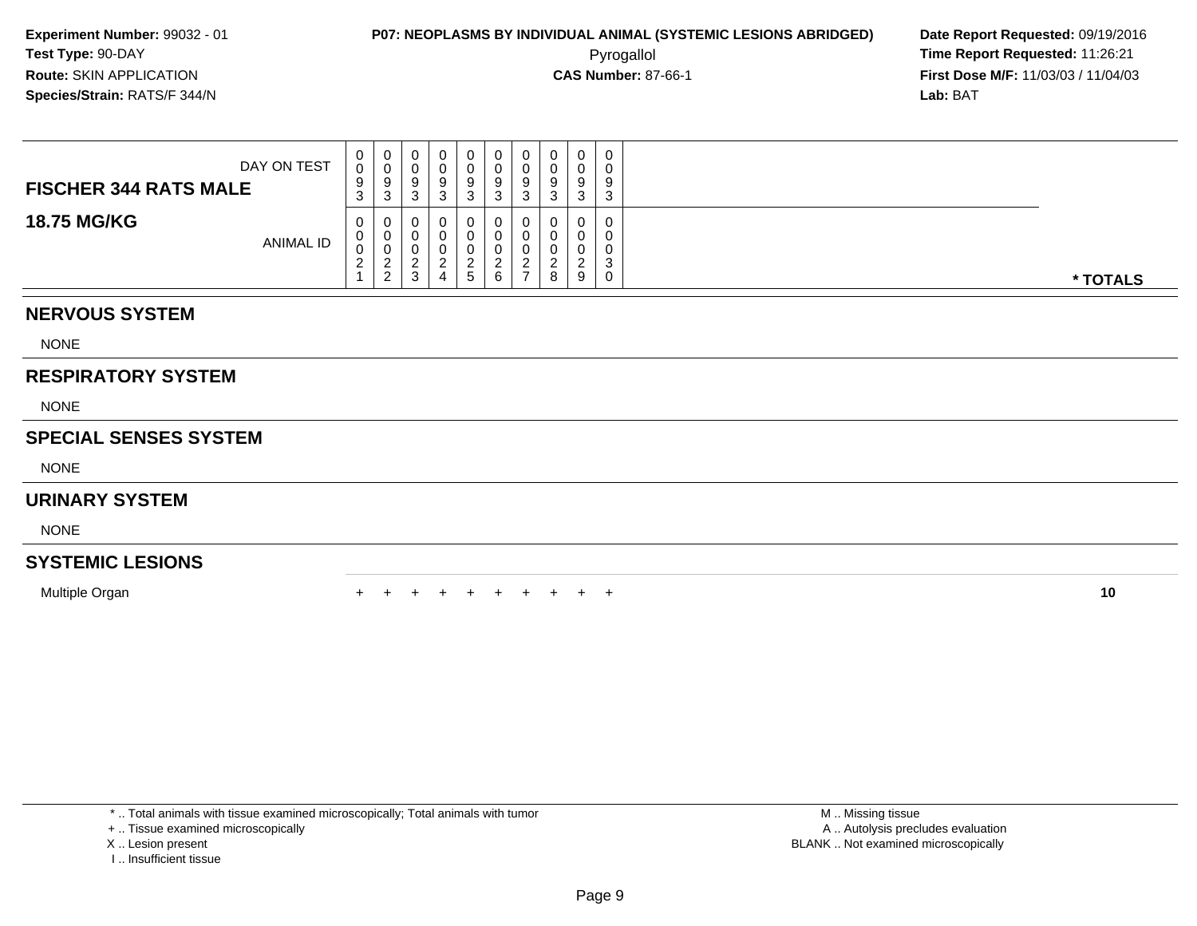**Experiment Number:** 99032 - 01
**Test Type:** 90-DAY
**Route:** SKIN APPLICATION
**Species/Strain:** RATS/F 344/N

**P07: NEOPLASMS BY INDIVIDUAL ANIMAL (SYSTEMIC LESIONS ABRIDGED)**
Pyrogallol
**CAS Number:** 87-66-1

**Date Report Requested:** 09/19/2016
**Time Report Requested:** 11:26:21
**First Dose M/F:** 11/03/03 / 11/04/03
**Lab:** BAT

| FISCHER 344 RATS MALE — DAY ON TEST | 0093 | 0093 | 0093 | 0093 | 0093 | 0093 | 0093 | 0093 | 0093 | 0093 | |
|---|---|---|---|---|---|---|---|---|---|---|---|
| **18.75 MG/KG** — ANIMAL ID | 00021 | 00022 | 00023 | 00024 | 00025 | 00026 | 00027 | 00028 | 00029 | 00030 | *** TOTALS** |
| **NERVOUS SYSTEM** | | | | | | | | | | | |
| NONE | | | | | | | | | | | |
| **RESPIRATORY SYSTEM** | | | | | | | | | | | |
| NONE | | | | | | | | | | | |
| **SPECIAL SENSES SYSTEM** | | | | | | | | | | | |
| NONE | | | | | | | | | | | |
| **URINARY SYSTEM** | | | | | | | | | | | |
| NONE | | | | | | | | | | | |
| **SYSTEMIC LESIONS** | | | | | | | | | | | |
| Multiple Organ | + | + | + | + | + | + | + | + | + | + | **10** |

* .. Total animals with tissue examined microscopically; Total animals with tumor
+ .. Tissue examined microscopically
X .. Lesion present
I .. Insufficient tissue

M .. Missing tissue
A .. Autolysis precludes evaluation
BLANK .. Not examined microscopically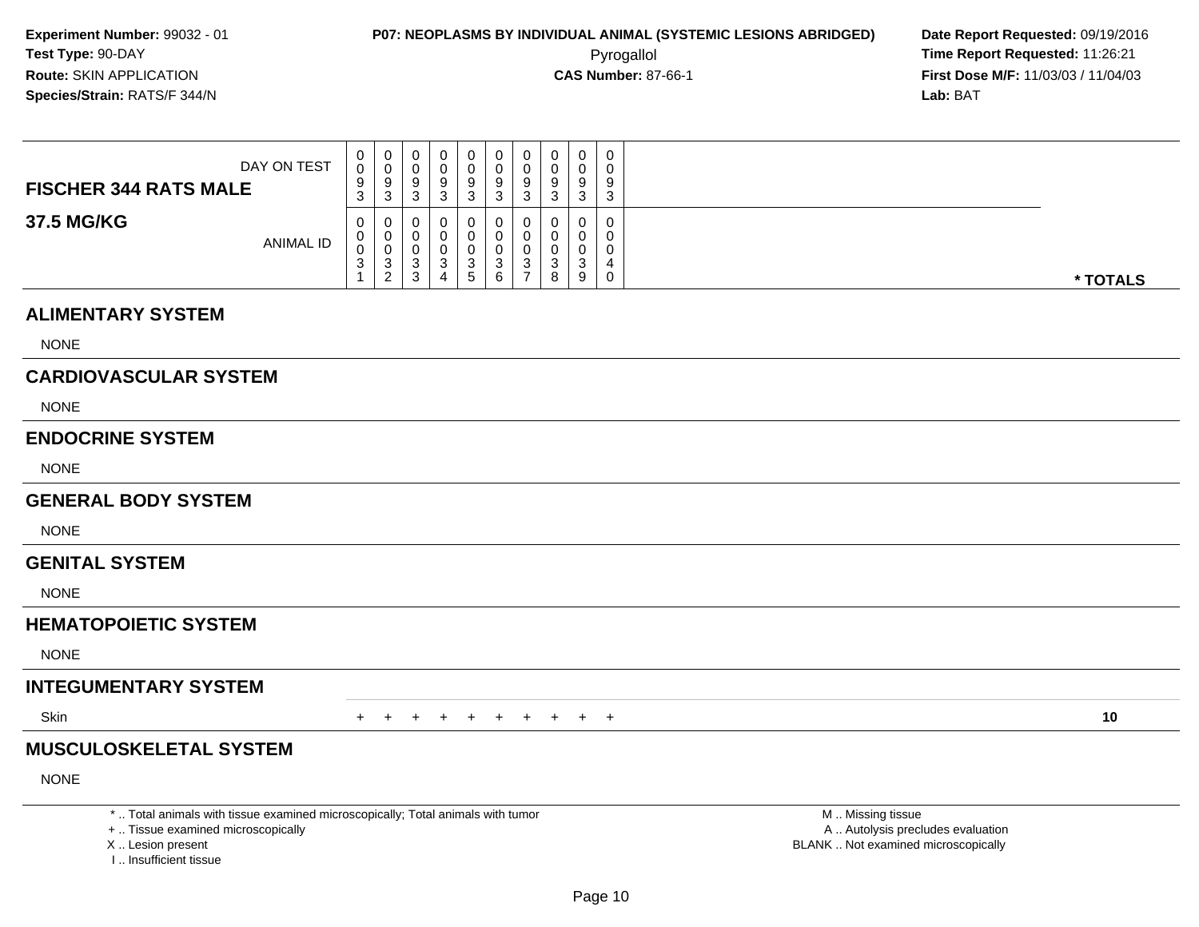**Experiment Number:** 99032 - 01
**Test Type:** 90-DAY
**Route:** SKIN APPLICATION
**Species/Strain:** RATS/F 344/N

**P07: NEOPLASMS BY INDIVIDUAL ANIMAL (SYSTEMIC LESIONS ABRIDGED)**
Pyrogallol
**CAS Number:** 87-66-1

**Date Report Requested:** 09/19/2016
**Time Report Requested:** 11:26:21
**First Dose M/F:** 11/03/03 / 11/04/03
**Lab:** BAT

| FISCHER 344 RATS MALE — DAY ON TEST | 0093 | 0093 | 0093 | 0093 | 0093 | 0093 | 0093 | 0093 | 0093 | 0093 | |
|---|---|---|---|---|---|---|---|---|---|---|---|
| **37.5 MG/KG** — ANIMAL ID | 00031 | 00032 | 00033 | 00034 | 00035 | 00036 | 00037 | 00038 | 00039 | 00040 | *** TOTALS** |
| **ALIMENTARY SYSTEM** | | | | | | | | | | | |
| NONE | | | | | | | | | | | |
| **CARDIOVASCULAR SYSTEM** | | | | | | | | | | | |
| NONE | | | | | | | | | | | |
| **ENDOCRINE SYSTEM** | | | | | | | | | | | |
| NONE | | | | | | | | | | | |
| **GENERAL BODY SYSTEM** | | | | | | | | | | | |
| NONE | | | | | | | | | | | |
| **GENITAL SYSTEM** | | | | | | | | | | | |
| NONE | | | | | | | | | | | |
| **HEMATOPOIETIC SYSTEM** | | | | | | | | | | | |
| NONE | | | | | | | | | | | |
| **INTEGUMENTARY SYSTEM** | | | | | | | | | | | |
| Skin | + | + | + | + | + | + | + | + | + | + | **10** |
| **MUSCULOSKELETAL SYSTEM** | | | | | | | | | | | |
| NONE | | | | | | | | | | | |

\* .. Total animals with tissue examined microscopically; Total animals with tumor
\+ .. Tissue examined microscopically
X .. Lesion present
I .. Insufficient tissue

M .. Missing tissue
A .. Autolysis precludes evaluation
BLANK .. Not examined microscopically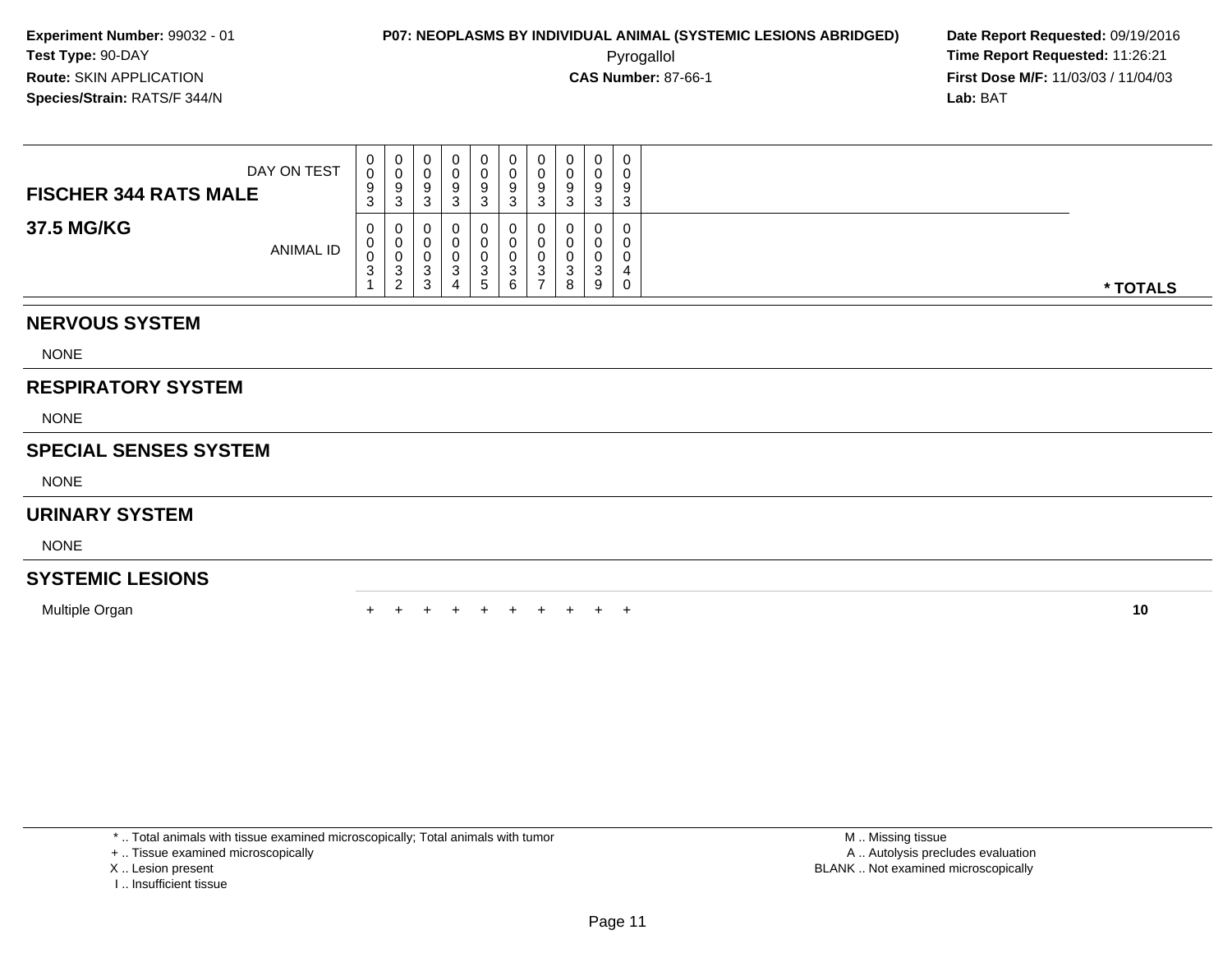**Experiment Number:** 99032 - 01
**Test Type:** 90-DAY
**Route:** SKIN APPLICATION
**Species/Strain:** RATS/F 344/N

**P07: NEOPLASMS BY INDIVIDUAL ANIMAL (SYSTEMIC LESIONS ABRIDGED)**
Pyrogallol
**CAS Number:** 87-66-1

**Date Report Requested:** 09/19/2016
**Time Report Requested:** 11:26:21
**First Dose M/F:** 11/03/03 / 11/04/03
**Lab:** BAT

| FISCHER 344 RATS MALE / 37.5 MG/KG | | | | | | | | | | | |
|---|---|---|---|---|---|---|---|---|---|---|---|
| DAY ON TEST | 0093 | 0093 | 0093 | 0093 | 0093 | 0093 | 0093 | 0093 | 0093 | 0093 | |
| ANIMAL ID | 00031 | 00032 | 00033 | 00034 | 00035 | 00036 | 00037 | 00038 | 00039 | 00040 | * TOTALS |
| **NERVOUS SYSTEM** | | | | | | | | | | | |
| NONE | | | | | | | | | | | |
| **RESPIRATORY SYSTEM** | | | | | | | | | | | |
| NONE | | | | | | | | | | | |
| **SPECIAL SENSES SYSTEM** | | | | | | | | | | | |
| NONE | | | | | | | | | | | |
| **URINARY SYSTEM** | | | | | | | | | | | |
| NONE | | | | | | | | | | | |
| **SYSTEMIC LESIONS** | | | | | | | | | | | |
| Multiple Organ | + | + | + | + | + | + | + | + | + | + | 10 |

* .. Total animals with tissue examined microscopically; Total animals with tumor
+ .. Tissue examined microscopically
X .. Lesion present
I .. Insufficient tissue

M .. Missing tissue
A .. Autolysis precludes evaluation
BLANK .. Not examined microscopically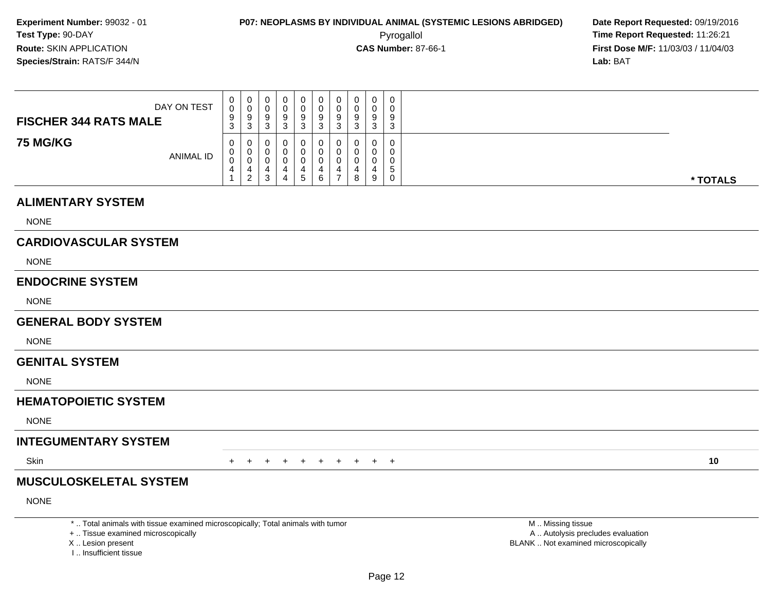**Experiment Number:** 99032 - 01
**Test Type:** 90-DAY
**Route:** SKIN APPLICATION
**Species/Strain:** RATS/F 344/N

**P07: NEOPLASMS BY INDIVIDUAL ANIMAL (SYSTEMIC LESIONS ABRIDGED)**
Pyrogallol
**CAS Number:** 87-66-1

**Date Report Requested:** 09/19/2016
**Time Report Requested:** 11:26:21
**First Dose M/F:** 11/03/03 / 11/04/03
**Lab:** BAT

| FISCHER 344 RATS MALE — DAY ON TEST | 0093 | 0093 | 0093 | 0093 | 0093 | 0093 | 0093 | 0093 | 0093 | 0093 | |
|---|---|---|---|---|---|---|---|---|---|---|---|
| **75 MG/KG** — ANIMAL ID | 00041 | 00042 | 00043 | 00044 | 00045 | 00046 | 00047 | 00048 | 00049 | 00050 | *** TOTALS** |
| **ALIMENTARY SYSTEM** | | | | | | | | | | | |
| NONE | | | | | | | | | | | |
| **CARDIOVASCULAR SYSTEM** | | | | | | | | | | | |
| NONE | | | | | | | | | | | |
| **ENDOCRINE SYSTEM** | | | | | | | | | | | |
| NONE | | | | | | | | | | | |
| **GENERAL BODY SYSTEM** | | | | | | | | | | | |
| NONE | | | | | | | | | | | |
| **GENITAL SYSTEM** | | | | | | | | | | | |
| NONE | | | | | | | | | | | |
| **HEMATOPOIETIC SYSTEM** | | | | | | | | | | | |
| NONE | | | | | | | | | | | |
| **INTEGUMENTARY SYSTEM** | | | | | | | | | | | |
| Skin | + | + | + | + | + | + | + | + | + | + | **10** |
| **MUSCULOSKELETAL SYSTEM** | | | | | | | | | | | |
| NONE | | | | | | | | | | | |

* .. Total animals with tissue examined microscopically; Total animals with tumor
+ .. Tissue examined microscopically
X .. Lesion present
I .. Insufficient tissue

M .. Missing tissue
A .. Autolysis precludes evaluation
BLANK .. Not examined microscopically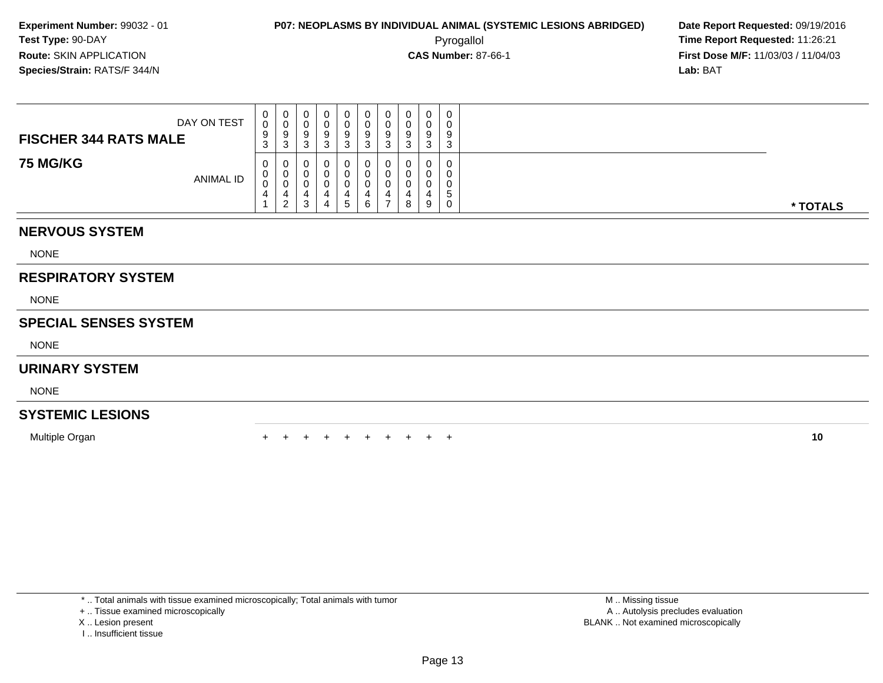**Experiment Number:** 99032 - 01
**Test Type:** 90-DAY
**Route:** SKIN APPLICATION
**Species/Strain:** RATS/F 344/N

**P07: NEOPLASMS BY INDIVIDUAL ANIMAL (SYSTEMIC LESIONS ABRIDGED)**
Pyrogallol
**CAS Number:** 87-66-1

**Date Report Requested:** 09/19/2016
**Time Report Requested:** 11:26:21
**First Dose M/F:** 11/03/03 / 11/04/03
**Lab:** BAT

| FISCHER 344 RATS MALE / 75 MG/KG | | | | | | | | | | | |
|---|---|---|---|---|---|---|---|---|---|---|---|
| DAY ON TEST | 0093 | 0093 | 0093 | 0093 | 0093 | 0093 | 0093 | 0093 | 0093 | 0093 | |
| ANIMAL ID | 00041 | 00042 | 00043 | 00044 | 00045 | 00046 | 00047 | 00048 | 00049 | 00050 | * TOTALS |
| **NERVOUS SYSTEM** | | | | | | | | | | | |
| NONE | | | | | | | | | | | |
| **RESPIRATORY SYSTEM** | | | | | | | | | | | |
| NONE | | | | | | | | | | | |
| **SPECIAL SENSES SYSTEM** | | | | | | | | | | | |
| NONE | | | | | | | | | | | |
| **URINARY SYSTEM** | | | | | | | | | | | |
| NONE | | | | | | | | | | | |
| **SYSTEMIC LESIONS** | | | | | | | | | | | |
| Multiple Organ | + | + | + | + | + | + | + | + | + | + | 10 |

* .. Total animals with tissue examined microscopically; Total animals with tumor
+ .. Tissue examined microscopically
X .. Lesion present
I .. Insufficient tissue

M .. Missing tissue
A .. Autolysis precludes evaluation
BLANK .. Not examined microscopically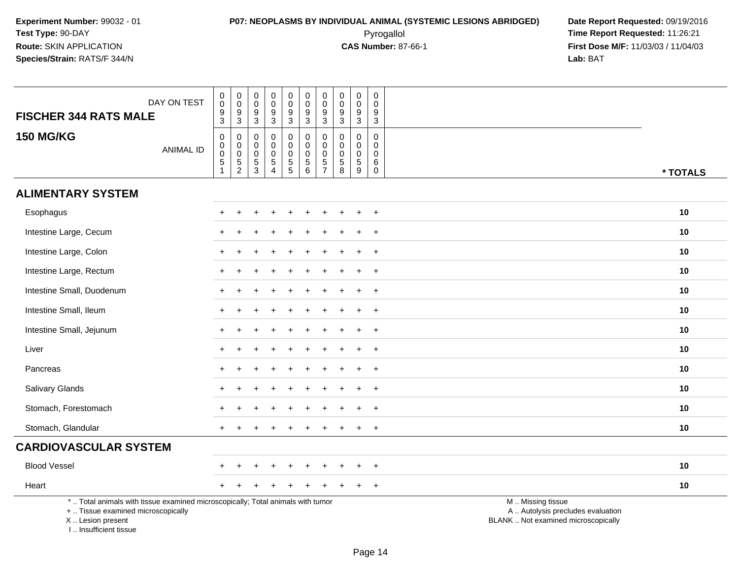**Experiment Number:** 99032 - 01
**Test Type:** 90-DAY
**Route:** SKIN APPLICATION
**Species/Strain:** RATS/F 344/N

**P07: NEOPLASMS BY INDIVIDUAL ANIMAL (SYSTEMIC LESIONS ABRIDGED)**
Pyrogallol
**CAS Number:** 87-66-1

**Date Report Requested:** 09/19/2016
**Time Report Requested:** 11:26:21
**First Dose M/F:** 11/03/03 / 11/04/03
**Lab:** BAT

| FISCHER 344 RATS MALE — DAY ON TEST | 0093 | 0093 | 0093 | 0093 | 0093 | 0093 | 0093 | 0093 | 0093 | 0093 | |
|---|---|---|---|---|---|---|---|---|---|---|---|
| **150 MG/KG** — ANIMAL ID | 00051 | 00052 | 00053 | 00054 | 00055 | 00056 | 00057 | 00058 | 00059 | 00060 | *** TOTALS** |
| **ALIMENTARY SYSTEM** | | | | | | | | | | | |
| Esophagus | + | + | + | + | + | + | + | + | + | + | **10** |
| Intestine Large, Cecum | + | + | + | + | + | + | + | + | + | + | **10** |
| Intestine Large, Colon | + | + | + | + | + | + | + | + | + | + | **10** |
| Intestine Large, Rectum | + | + | + | + | + | + | + | + | + | + | **10** |
| Intestine Small, Duodenum | + | + | + | + | + | + | + | + | + | + | **10** |
| Intestine Small, Ileum | + | + | + | + | + | + | + | + | + | + | **10** |
| Intestine Small, Jejunum | + | + | + | + | + | + | + | + | + | + | **10** |
| Liver | + | + | + | + | + | + | + | + | + | + | **10** |
| Pancreas | + | + | + | + | + | + | + | + | + | + | **10** |
| Salivary Glands | + | + | + | + | + | + | + | + | + | + | **10** |
| Stomach, Forestomach | + | + | + | + | + | + | + | + | + | + | **10** |
| Stomach, Glandular | + | + | + | + | + | + | + | + | + | + | **10** |
| **CARDIOVASCULAR SYSTEM** | | | | | | | | | | | |
| Blood Vessel | + | + | + | + | + | + | + | + | + | + | **10** |
| Heart | + | + | + | + | + | + | + | + | + | + | **10** |

* .. Total animals with tissue examined microscopically; Total animals with tumor
+ .. Tissue examined microscopically
X .. Lesion present
I .. Insufficient tissue

M .. Missing tissue
A .. Autolysis precludes evaluation
BLANK .. Not examined microscopically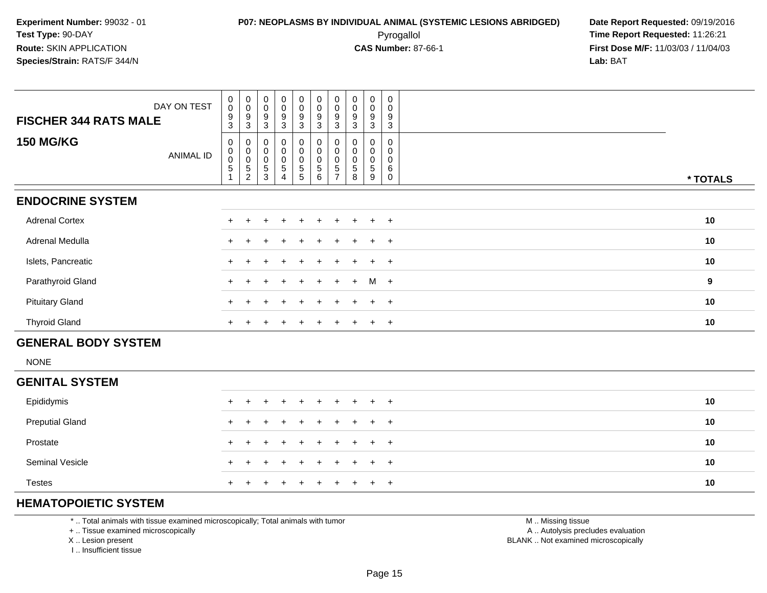**Experiment Number:** 99032 - 01
**Test Type:** 90-DAY
**Route:** SKIN APPLICATION
**Species/Strain:** RATS/F 344/N

**P07: NEOPLASMS BY INDIVIDUAL ANIMAL (SYSTEMIC LESIONS ABRIDGED)**
Pyrogallol
**CAS Number:** 87-66-1

**Date Report Requested:** 09/19/2016
**Time Report Requested:** 11:26:21
**First Dose M/F:** 11/03/03 / 11/04/03
**Lab:** BAT

| FISCHER 344 RATS MALE — DAY ON TEST | 0093 | 0093 | 0093 | 0093 | 0093 | 0093 | 0093 | 0093 | 0093 | 0093 | |
|---|---|---|---|---|---|---|---|---|---|---|---|
| **150 MG/KG** — ANIMAL ID | 0051 | 0052 | 0053 | 0054 | 0055 | 0056 | 0057 | 0058 | 0059 | 0060 | * TOTALS |
| **ENDOCRINE SYSTEM** | | | | | | | | | | | |
| Adrenal Cortex | + | + | + | + | + | + | + | + | + | + | 10 |
| Adrenal Medulla | + | + | + | + | + | + | + | + | + | + | 10 |
| Islets, Pancreatic | + | + | + | + | + | + | + | + | + | + | 10 |
| Parathyroid Gland | + | + | + | + | + | + | + | + | M | + | 9 |
| Pituitary Gland | + | + | + | + | + | + | + | + | + | + | 10 |
| Thyroid Gland | + | + | + | + | + | + | + | + | + | + | 10 |
| **GENERAL BODY SYSTEM** | | | | | | | | | | | |
| NONE | | | | | | | | | | | |
| **GENITAL SYSTEM** | | | | | | | | | | | |
| Epididymis | + | + | + | + | + | + | + | + | + | + | 10 |
| Preputial Gland | + | + | + | + | + | + | + | + | + | + | 10 |
| Prostate | + | + | + | + | + | + | + | + | + | + | 10 |
| Seminal Vesicle | + | + | + | + | + | + | + | + | + | + | 10 |
| Testes | + | + | + | + | + | + | + | + | + | + | 10 |
| **HEMATOPOIETIC SYSTEM** | | | | | | | | | | | |

* .. Total animals with tissue examined microscopically; Total animals with tumor
+ .. Tissue examined microscopically
X .. Lesion present
I .. Insufficient tissue

M .. Missing tissue
A .. Autolysis precludes evaluation
BLANK .. Not examined microscopically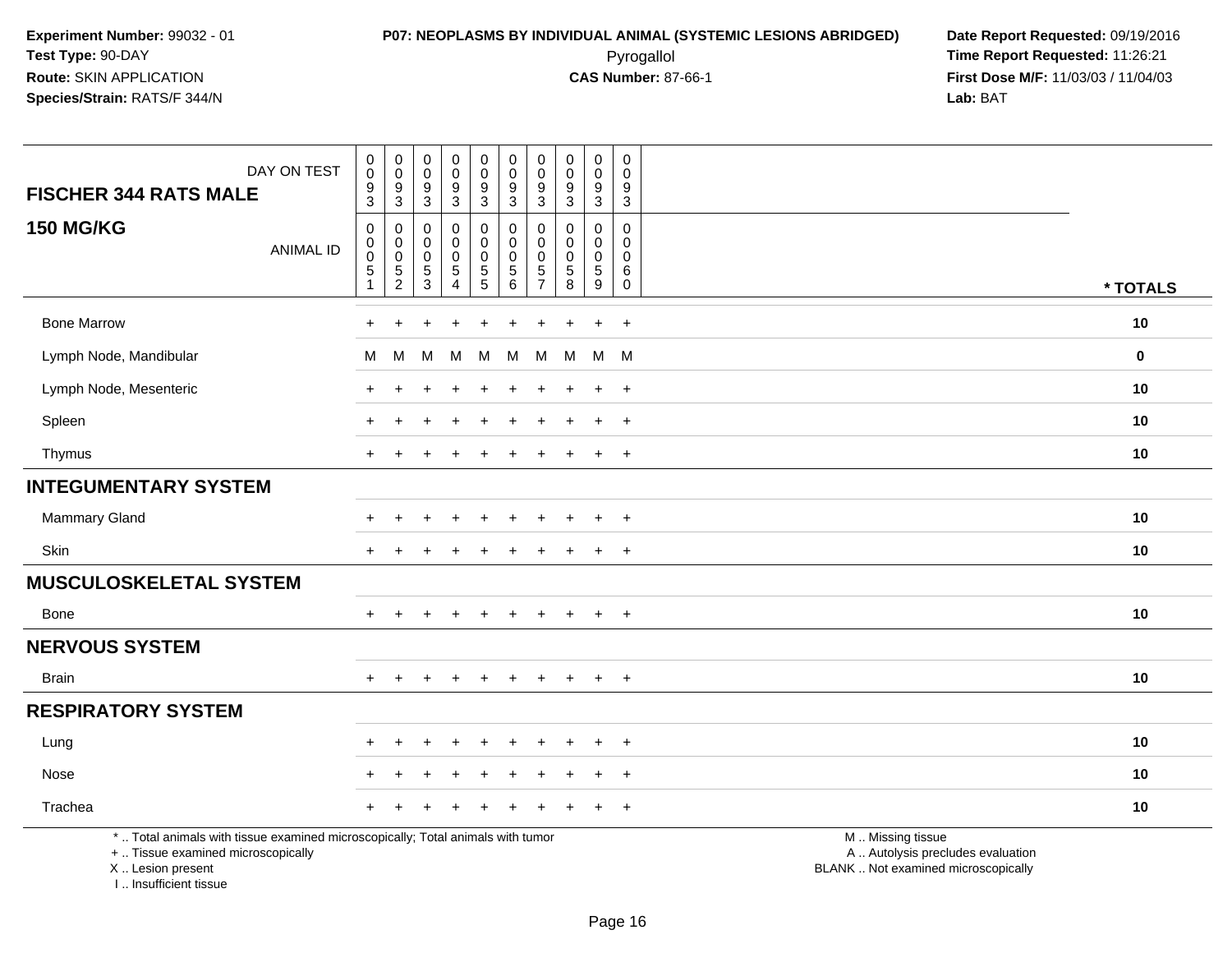**Experiment Number:** 99032 - 01
**Test Type:** 90-DAY
**Route:** SKIN APPLICATION
**Species/Strain:** RATS/F 344/N

**P07: NEOPLASMS BY INDIVIDUAL ANIMAL (SYSTEMIC LESIONS ABRIDGED)**
Pyrogallol
**CAS Number:** 87-66-1

**Date Report Requested:** 09/19/2016
**Time Report Requested:** 11:26:21
**First Dose M/F:** 11/03/03 / 11/04/03
**Lab:** BAT

| FISCHER 344 RATS MALE — DAY ON TEST | 0093 | 0093 | 0093 | 0093 | 0093 | 0093 | 0093 | 0093 | 0093 | 0093 | |
|---|---|---|---|---|---|---|---|---|---|---|---|
| **150 MG/KG** — ANIMAL ID | 00051 | 00052 | 00053 | 00054 | 00055 | 00056 | 00057 | 00058 | 00059 | 00060 | * TOTALS |
| Bone Marrow | + | + | + | + | + | + | + | + | + | + | 10 |
| Lymph Node, Mandibular | M | M | M | M | M | M | M | M | M | M | 0 |
| Lymph Node, Mesenteric | + | + | + | + | + | + | + | + | + | + | 10 |
| Spleen | + | + | + | + | + | + | + | + | + | + | 10 |
| Thymus | + | + | + | + | + | + | + | + | + | + | 10 |
| **INTEGUMENTARY SYSTEM** | | | | | | | | | | | |
| Mammary Gland | + | + | + | + | + | + | + | + | + | + | 10 |
| Skin | + | + | + | + | + | + | + | + | + | + | 10 |
| **MUSCULOSKELETAL SYSTEM** | | | | | | | | | | | |
| Bone | + | + | + | + | + | + | + | + | + | + | 10 |
| **NERVOUS SYSTEM** | | | | | | | | | | | |
| Brain | + | + | + | + | + | + | + | + | + | + | 10 |
| **RESPIRATORY SYSTEM** | | | | | | | | | | | |
| Lung | + | + | + | + | + | + | + | + | + | + | 10 |
| Nose | + | + | + | + | + | + | + | + | + | + | 10 |
| Trachea | + | + | + | + | + | + | + | + | + | + | 10 |

* .. Total animals with tissue examined microscopically; Total animals with tumor
+ .. Tissue examined microscopically
X .. Lesion present
I .. Insufficient tissue

M .. Missing tissue
A .. Autolysis precludes evaluation
BLANK .. Not examined microscopically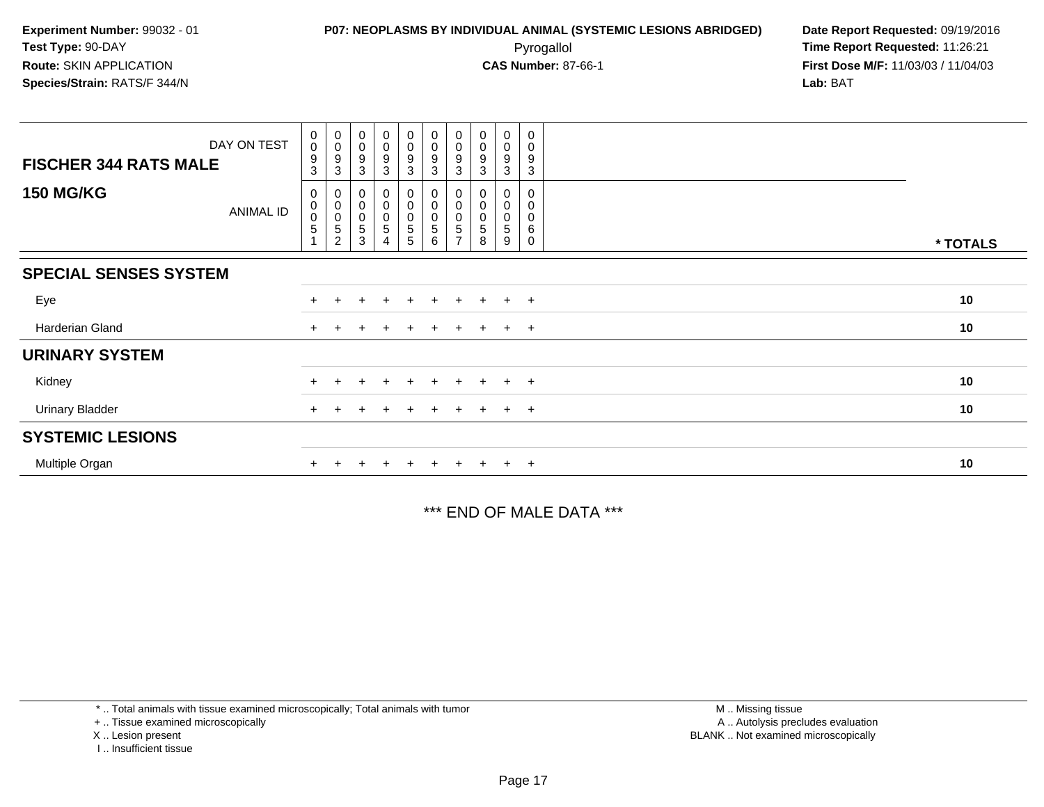**Experiment Number:** 99032 - 01
**Test Type:** 90-DAY
**Route:** SKIN APPLICATION
**Species/Strain:** RATS/F 344/N

**P07: NEOPLASMS BY INDIVIDUAL ANIMAL (SYSTEMIC LESIONS ABRIDGED)**
Pyrogallol
**CAS Number:** 87-66-1

**Date Report Requested:** 09/19/2016
**Time Report Requested:** 11:26:21
**First Dose M/F:** 11/03/03 / 11/04/03
**Lab:** BAT

| FISCHER 344 RATS MALE — DAY ON TEST | 0093 | 0093 | 0093 | 0093 | 0093 | 0093 | 0093 | 0093 | 0093 | 0093 | |
|---|---|---|---|---|---|---|---|---|---|---|---|
| **150 MG/KG** — ANIMAL ID | 00051 | 00052 | 00053 | 00054 | 00055 | 00056 | 00057 | 00058 | 00059 | 00060 | * TOTALS |
| **SPECIAL SENSES SYSTEM** | | | | | | | | | | | |
| Eye | + | + | + | + | + | + | + | + | + | + | 10 |
| Harderian Gland | + | + | + | + | + | + | + | + | + | + | 10 |
| **URINARY SYSTEM** | | | | | | | | | | | |
| Kidney | + | + | + | + | + | + | + | + | + | + | 10 |
| Urinary Bladder | + | + | + | + | + | + | + | + | + | + | 10 |
| **SYSTEMIC LESIONS** | | | | | | | | | | | |
| Multiple Organ | + | + | + | + | + | + | + | + | + | + | 10 |

*** END OF MALE DATA ***

* .. Total animals with tissue examined microscopically; Total animals with tumor
+ .. Tissue examined microscopically
X .. Lesion present
I .. Insufficient tissue

M .. Missing tissue
A .. Autolysis precludes evaluation
BLANK .. Not examined microscopically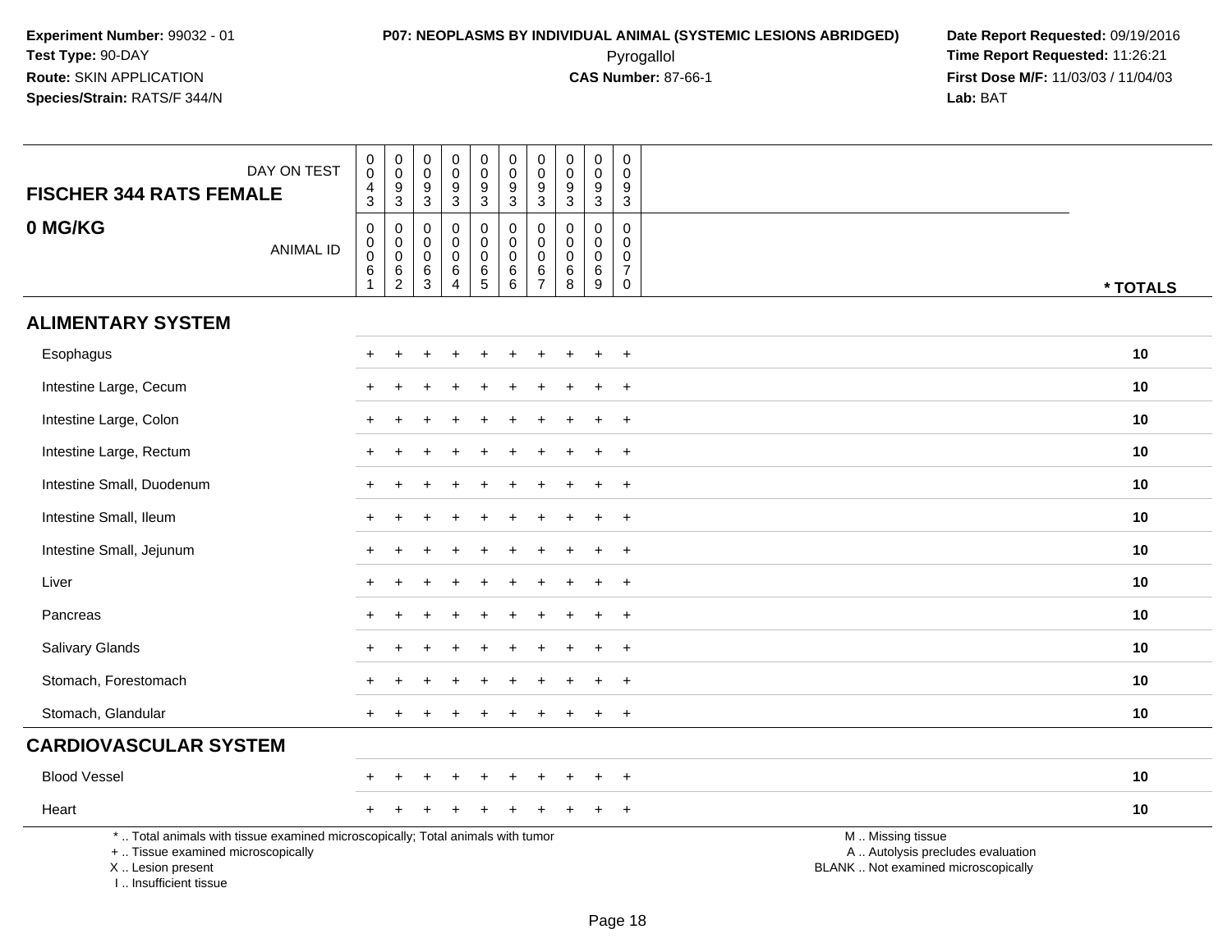**Experiment Number:** 99032 - 01
**Test Type:** 90-DAY
**Route:** SKIN APPLICATION
**Species/Strain:** RATS/F 344/N

**P07: NEOPLASMS BY INDIVIDUAL ANIMAL (SYSTEMIC LESIONS ABRIDGED)**
Pyrogallol
**CAS Number:** 87-66-1

**Date Report Requested:** 09/19/2016
**Time Report Requested:** 11:26:21
**First Dose M/F:** 11/03/03 / 11/04/03
**Lab:** BAT

## FISCHER 344 RATS FEMALE

### 0 MG/KG

| DAY ON TEST | 0043 | 0093 | 0093 | 0093 | 0093 | 0093 | 0093 | 0093 | 0093 | 0093 | |
|---|---|---|---|---|---|---|---|---|---|---|---|
| **ANIMAL ID** | 00061 | 00062 | 00063 | 00064 | 00065 | 00066 | 00067 | 00068 | 00069 | 00070 | *** TOTALS** |
| **ALIMENTARY SYSTEM** | | | | | | | | | | | |
| Esophagus | + | + | + | + | + | + | + | + | + | + | 10 |
| Intestine Large, Cecum | + | + | + | + | + | + | + | + | + | + | 10 |
| Intestine Large, Colon | + | + | + | + | + | + | + | + | + | + | 10 |
| Intestine Large, Rectum | + | + | + | + | + | + | + | + | + | + | 10 |
| Intestine Small, Duodenum | + | + | + | + | + | + | + | + | + | + | 10 |
| Intestine Small, Ileum | + | + | + | + | + | + | + | + | + | + | 10 |
| Intestine Small, Jejunum | + | + | + | + | + | + | + | + | + | + | 10 |
| Liver | + | + | + | + | + | + | + | + | + | + | 10 |
| Pancreas | + | + | + | + | + | + | + | + | + | + | 10 |
| Salivary Glands | + | + | + | + | + | + | + | + | + | + | 10 |
| Stomach, Forestomach | + | + | + | + | + | + | + | + | + | + | 10 |
| Stomach, Glandular | + | + | + | + | + | + | + | + | + | + | 10 |
| **CARDIOVASCULAR SYSTEM** | | | | | | | | | | | |
| Blood Vessel | + | + | + | + | + | + | + | + | + | + | 10 |
| Heart | + | + | + | + | + | + | + | + | + | + | 10 |

* .. Total animals with tissue examined microscopically; Total animals with tumor
+ .. Tissue examined microscopically
X .. Lesion present
I .. Insufficient tissue

M .. Missing tissue
A .. Autolysis precludes evaluation
BLANK .. Not examined microscopically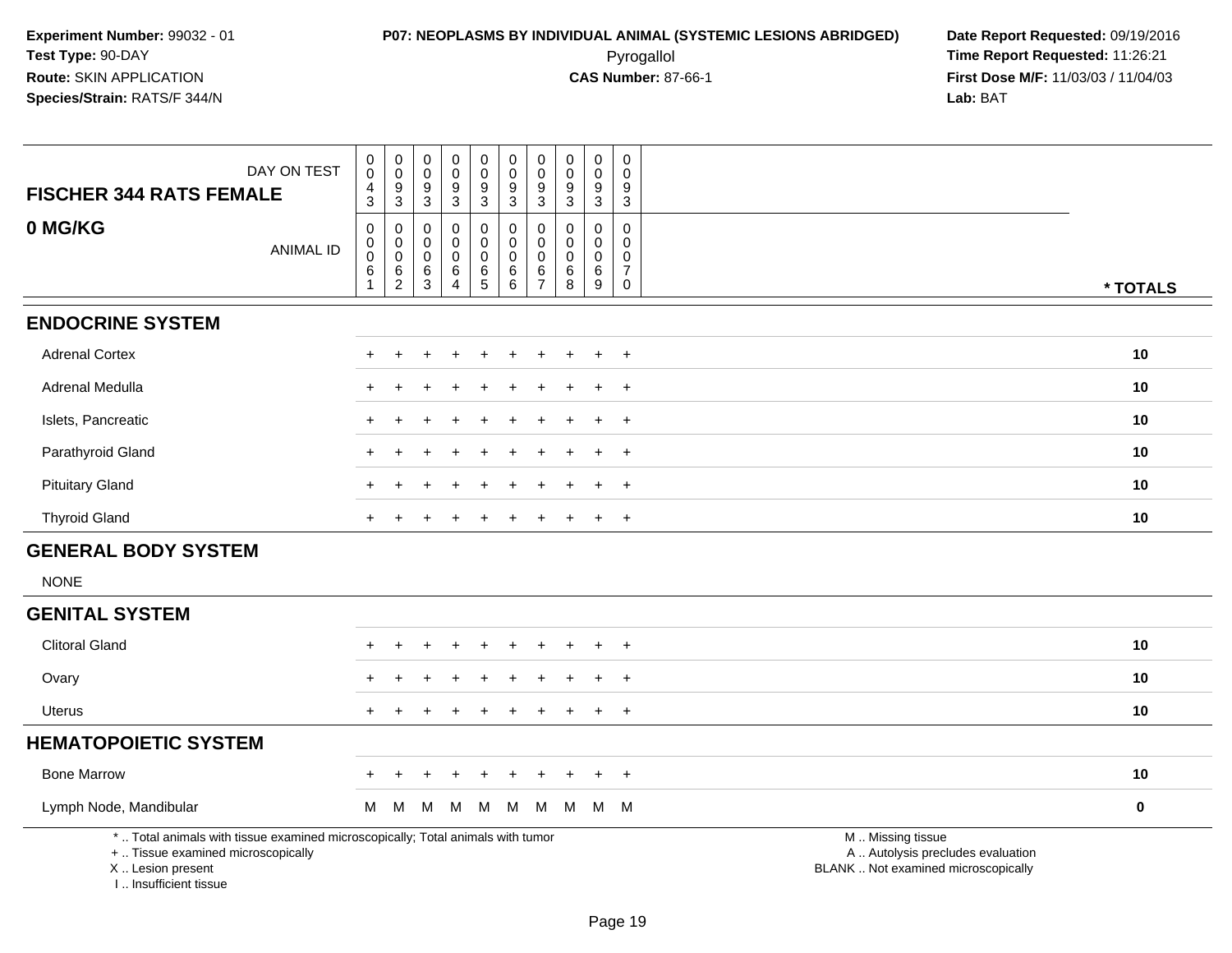Experiment Number: 99032 - 01
Test Type: 90-DAY
Route: SKIN APPLICATION
Species/Strain: RATS/F 344/N

**P07: NEOPLASMS BY INDIVIDUAL ANIMAL (SYSTEMIC LESIONS ABRIDGED)**
Pyrogallol
**CAS Number:** 87-66-1

Date Report Requested: 09/19/2016
Time Report Requested: 11:26:21
First Dose M/F: 11/03/03 / 11/04/03
Lab: BAT

| FISCHER 344 RATS FEMALE / 0 MG/KG | | | | | | | | | | | |
|---|---|---|---|---|---|---|---|---|---|---|---|
| DAY ON TEST | 0043 | 0093 | 0093 | 0093 | 0093 | 0093 | 0093 | 0093 | 0093 | 0093 | |
| ANIMAL ID | 00061 | 00062 | 00063 | 00064 | 00065 | 00066 | 00067 | 00068 | 00069 | 00070 | * TOTALS |
| **ENDOCRINE SYSTEM** | | | | | | | | | | | |
| Adrenal Cortex | + | + | + | + | + | + | + | + | + | + | 10 |
| Adrenal Medulla | + | + | + | + | + | + | + | + | + | + | 10 |
| Islets, Pancreatic | + | + | + | + | + | + | + | + | + | + | 10 |
| Parathyroid Gland | + | + | + | + | + | + | + | + | + | + | 10 |
| Pituitary Gland | + | + | + | + | + | + | + | + | + | + | 10 |
| Thyroid Gland | + | + | + | + | + | + | + | + | + | + | 10 |
| **GENERAL BODY SYSTEM** | | | | | | | | | | | |
| NONE | | | | | | | | | | | |
| **GENITAL SYSTEM** | | | | | | | | | | | |
| Clitoral Gland | + | + | + | + | + | + | + | + | + | + | 10 |
| Ovary | + | + | + | + | + | + | + | + | + | + | 10 |
| Uterus | + | + | + | + | + | + | + | + | + | + | 10 |
| **HEMATOPOIETIC SYSTEM** | | | | | | | | | | | |
| Bone Marrow | + | + | + | + | + | + | + | + | + | + | 10 |
| Lymph Node, Mandibular | M | M | M | M | M | M | M | M | M | M | 0 |

* .. Total animals with tissue examined microscopically; Total animals with tumor
+ .. Tissue examined microscopically
X .. Lesion present
I .. Insufficient tissue

M .. Missing tissue
A .. Autolysis precludes evaluation
BLANK .. Not examined microscopically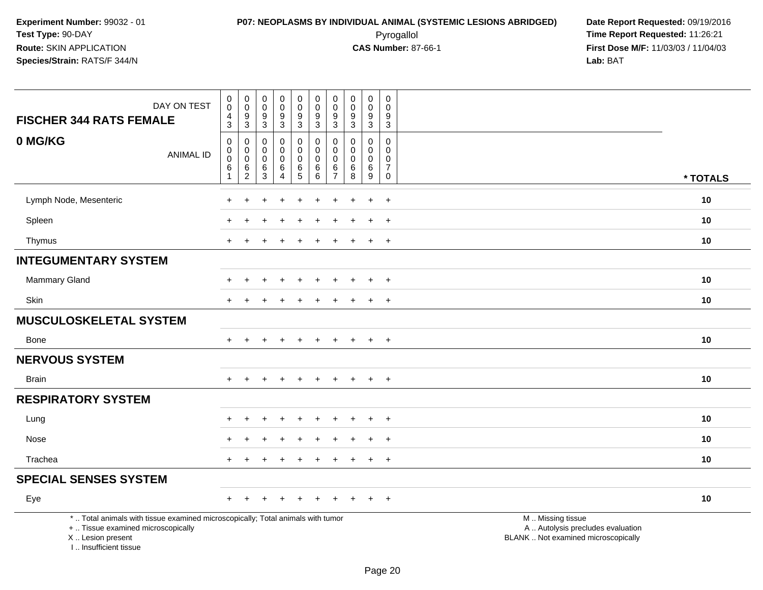**Experiment Number:** 99032 - 01
**Test Type:** 90-DAY
**Route:** SKIN APPLICATION
**Species/Strain:** RATS/F 344/N

**P07: NEOPLASMS BY INDIVIDUAL ANIMAL (SYSTEMIC LESIONS ABRIDGED)**
Pyrogallol
**CAS Number:** 87-66-1

**Date Report Requested:** 09/19/2016
**Time Report Requested:** 11:26:21
**First Dose M/F:** 11/03/03 / 11/04/03
**Lab:** BAT

| FISCHER 344 RATS FEMALE / 0 MG/KG | | | | | | | | | | | |
|---|---|---|---|---|---|---|---|---|---|---|---|
| DAY ON TEST | 0043 | 0093 | 0093 | 0093 | 0093 | 0093 | 0093 | 0093 | 0093 | 0093 | |
| ANIMAL ID | 00061 | 00062 | 00063 | 00064 | 00065 | 00066 | 00067 | 00068 | 00069 | 00070 | * TOTALS |
| Lymph Node, Mesenteric | + | + | + | + | + | + | + | + | + | + | 10 |
| Spleen | + | + | + | + | + | + | + | + | + | + | 10 |
| Thymus | + | + | + | + | + | + | + | + | + | + | 10 |
| **INTEGUMENTARY SYSTEM** | | | | | | | | | | | |
| Mammary Gland | + | + | + | + | + | + | + | + | + | + | 10 |
| Skin | + | + | + | + | + | + | + | + | + | + | 10 |
| **MUSCULOSKELETAL SYSTEM** | | | | | | | | | | | |
| Bone | + | + | + | + | + | + | + | + | + | + | 10 |
| **NERVOUS SYSTEM** | | | | | | | | | | | |
| Brain | + | + | + | + | + | + | + | + | + | + | 10 |
| **RESPIRATORY SYSTEM** | | | | | | | | | | | |
| Lung | + | + | + | + | + | + | + | + | + | + | 10 |
| Nose | + | + | + | + | + | + | + | + | + | + | 10 |
| Trachea | + | + | + | + | + | + | + | + | + | + | 10 |
| **SPECIAL SENSES SYSTEM** | | | | | | | | | | | |
| Eye | + | + | + | + | + | + | + | + | + | + | 10 |

* .. Total animals with tissue examined microscopically; Total animals with tumor
+ .. Tissue examined microscopically
X .. Lesion present
I .. Insufficient tissue

M .. Missing tissue
A .. Autolysis precludes evaluation
BLANK .. Not examined microscopically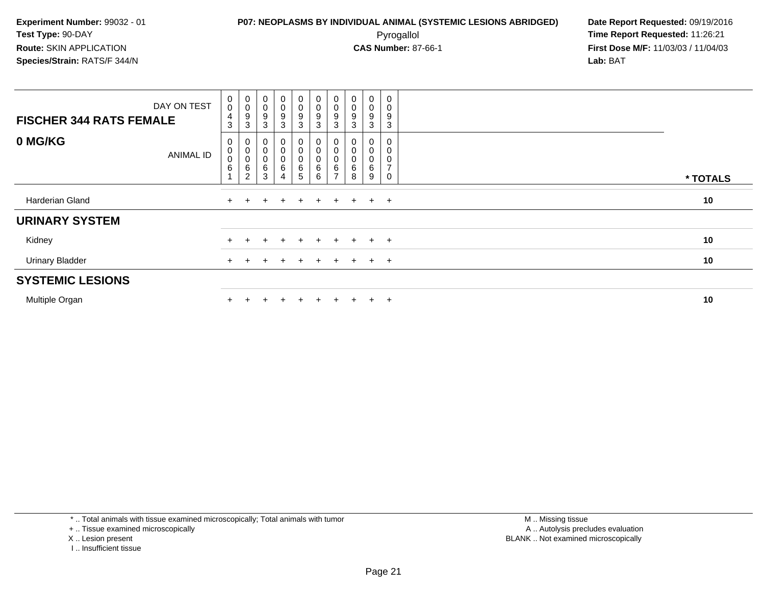**Experiment Number:** 99032 - 01
**Test Type:** 90-DAY
**Route:** SKIN APPLICATION
**Species/Strain:** RATS/F 344/N

**P07: NEOPLASMS BY INDIVIDUAL ANIMAL (SYSTEMIC LESIONS ABRIDGED)**
Pyrogallol
**CAS Number:** 87-66-1

**Date Report Requested:** 09/19/2016
**Time Report Requested:** 11:26:21
**First Dose M/F:** 11/03/03 / 11/04/03
**Lab:** BAT

| FISCHER 344 RATS FEMALE — DAY ON TEST | 0043 | 0093 | 0093 | 0093 | 0093 | 0093 | 0093 | 0093 | 0093 | 0093 | |
|---|---|---|---|---|---|---|---|---|---|---|---|
| **0 MG/KG** — ANIMAL ID | 00061 | 00062 | 00063 | 00064 | 00065 | 00066 | 00067 | 00068 | 00069 | 00070 | *** TOTALS** |
| Harderian Gland | + | + | + | + | + | + | + | + | + | + | **10** |
| **URINARY SYSTEM** | | | | | | | | | | | |
| Kidney | + | + | + | + | + | + | + | + | + | + | **10** |
| Urinary Bladder | + | + | + | + | + | + | + | + | + | + | **10** |
| **SYSTEMIC LESIONS** | | | | | | | | | | | |
| Multiple Organ | + | + | + | + | + | + | + | + | + | + | **10** |

\* .. Total animals with tissue examined microscopically; Total animals with tumor
\+ .. Tissue examined microscopically
X .. Lesion present
I .. Insufficient tissue

M .. Missing tissue
A .. Autolysis precludes evaluation
BLANK .. Not examined microscopically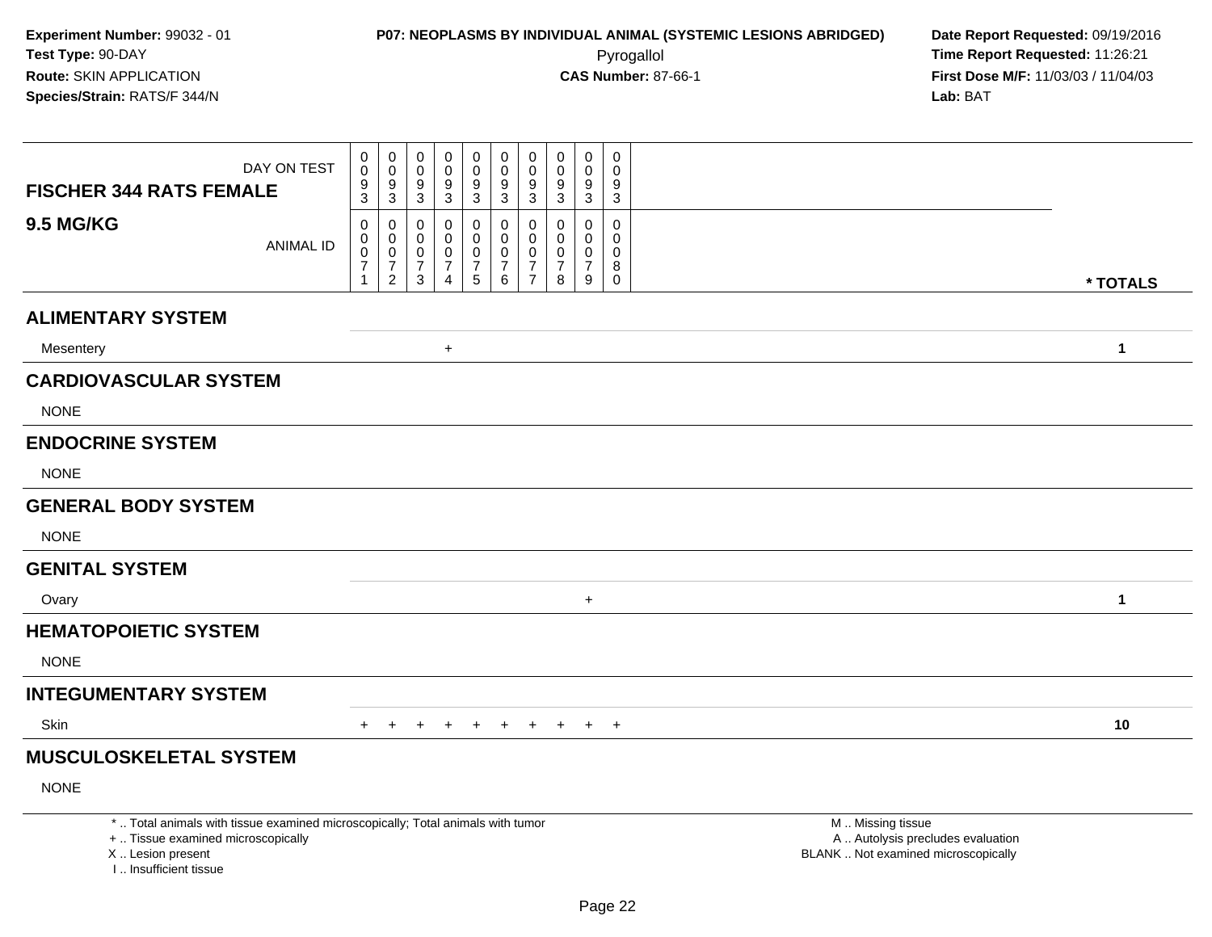**Experiment Number:** 99032 - 01
**Test Type:** 90-DAY
**Route:** SKIN APPLICATION
**Species/Strain:** RATS/F 344/N

**P07: NEOPLASMS BY INDIVIDUAL ANIMAL (SYSTEMIC LESIONS ABRIDGED)**
Pyrogallol
**CAS Number:** 87-66-1

**Date Report Requested:** 09/19/2016
**Time Report Requested:** 11:26:21
**First Dose M/F:** 11/03/03 / 11/04/03
**Lab:** BAT

| FISCHER 344 RATS FEMALE 9.5 MG/KG | | | | | | | | | | | |
|---|---|---|---|---|---|---|---|---|---|---|---|
| DAY ON TEST | 0093 | 0093 | 0093 | 0093 | 0093 | 0093 | 0093 | 0093 | 0093 | 0093 | |
| ANIMAL ID | 00071 | 00072 | 00073 | 00074 | 00075 | 00076 | 00077 | 00078 | 00079 | 00080 | * TOTALS |
| **ALIMENTARY SYSTEM** | | | | | | | | | | | |
| Mesentery | | | | + | | | | | | | 1 |
| **CARDIOVASCULAR SYSTEM** | | | | | | | | | | | |
| NONE | | | | | | | | | | | |
| **ENDOCRINE SYSTEM** | | | | | | | | | | | |
| NONE | | | | | | | | | | | |
| **GENERAL BODY SYSTEM** | | | | | | | | | | | |
| NONE | | | | | | | | | | | |
| **GENITAL SYSTEM** | | | | | | | | | | | |
| Ovary | | | | | | | | | + | | 1 |
| **HEMATOPOIETIC SYSTEM** | | | | | | | | | | | |
| NONE | | | | | | | | | | | |
| **INTEGUMENTARY SYSTEM** | | | | | | | | | | | |
| Skin | + | + | + | + | + | + | + | + | + | + | 10 |
| **MUSCULOSKELETAL SYSTEM** | | | | | | | | | | | |
| NONE | | | | | | | | | | | |

\* .. Total animals with tissue examined microscopically; Total animals with tumor
\+ .. Tissue examined microscopically
X .. Lesion present
I .. Insufficient tissue

M .. Missing tissue
A .. Autolysis precludes evaluation
BLANK .. Not examined microscopically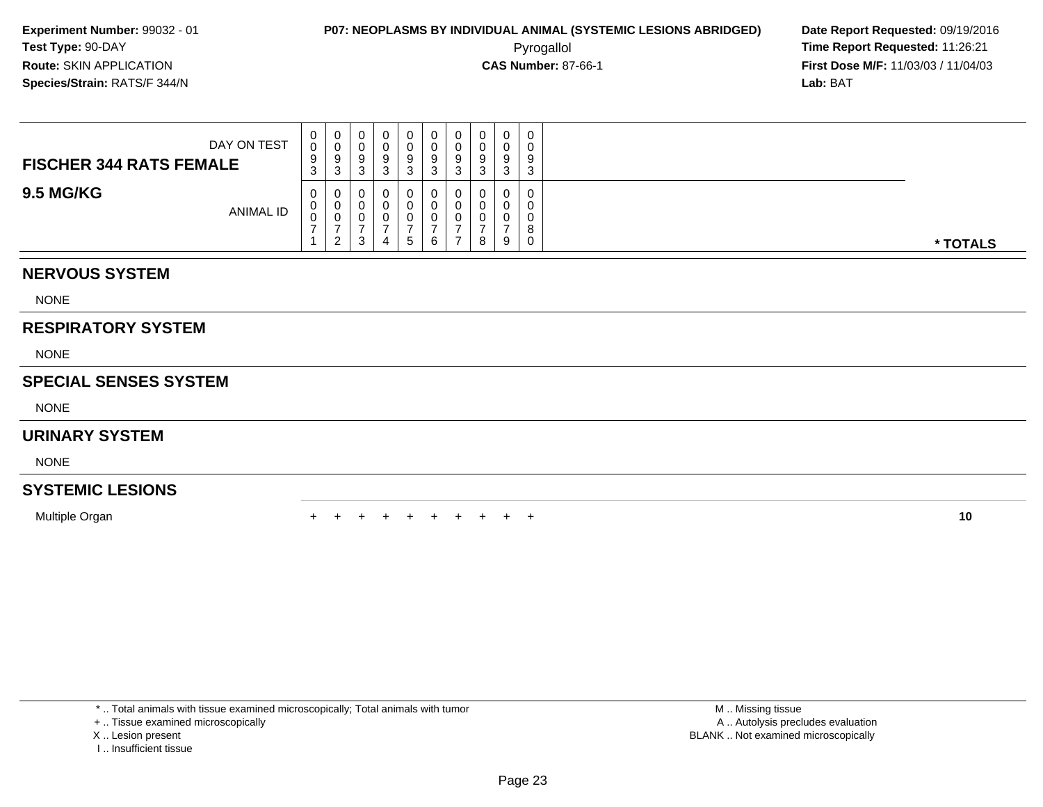**Experiment Number:** 99032 - 01
**Test Type:** 90-DAY
**Route:** SKIN APPLICATION
**Species/Strain:** RATS/F 344/N

**P07: NEOPLASMS BY INDIVIDUAL ANIMAL (SYSTEMIC LESIONS ABRIDGED)**
Pyrogallol
**CAS Number:** 87-66-1

**Date Report Requested:** 09/19/2016
**Time Report Requested:** 11:26:21
**First Dose M/F:** 11/03/03 / 11/04/03
**Lab:** BAT

| FISCHER 344 RATS FEMALE — DAY ON TEST | 0093 | 0093 | 0093 | 0093 | 0093 | 0093 | 0093 | 0093 | 0093 | 0093 | |
|---|---|---|---|---|---|---|---|---|---|---|---|
| **9.5 MG/KG** — ANIMAL ID | 00071 | 00072 | 00073 | 00074 | 00075 | 00076 | 00077 | 00078 | 00079 | 00080 | *** TOTALS** |
| **NERVOUS SYSTEM** | | | | | | | | | | | |
| NONE | | | | | | | | | | | |
| **RESPIRATORY SYSTEM** | | | | | | | | | | | |
| NONE | | | | | | | | | | | |
| **SPECIAL SENSES SYSTEM** | | | | | | | | | | | |
| NONE | | | | | | | | | | | |
| **URINARY SYSTEM** | | | | | | | | | | | |
| NONE | | | | | | | | | | | |
| **SYSTEMIC LESIONS** | | | | | | | | | | | |
| Multiple Organ | + | + | + | + | + | + | + | + | + | + | **10** |

\* .. Total animals with tissue examined microscopically; Total animals with tumor
\+ .. Tissue examined microscopically
X .. Lesion present
I .. Insufficient tissue

M .. Missing tissue
A .. Autolysis precludes evaluation
BLANK .. Not examined microscopically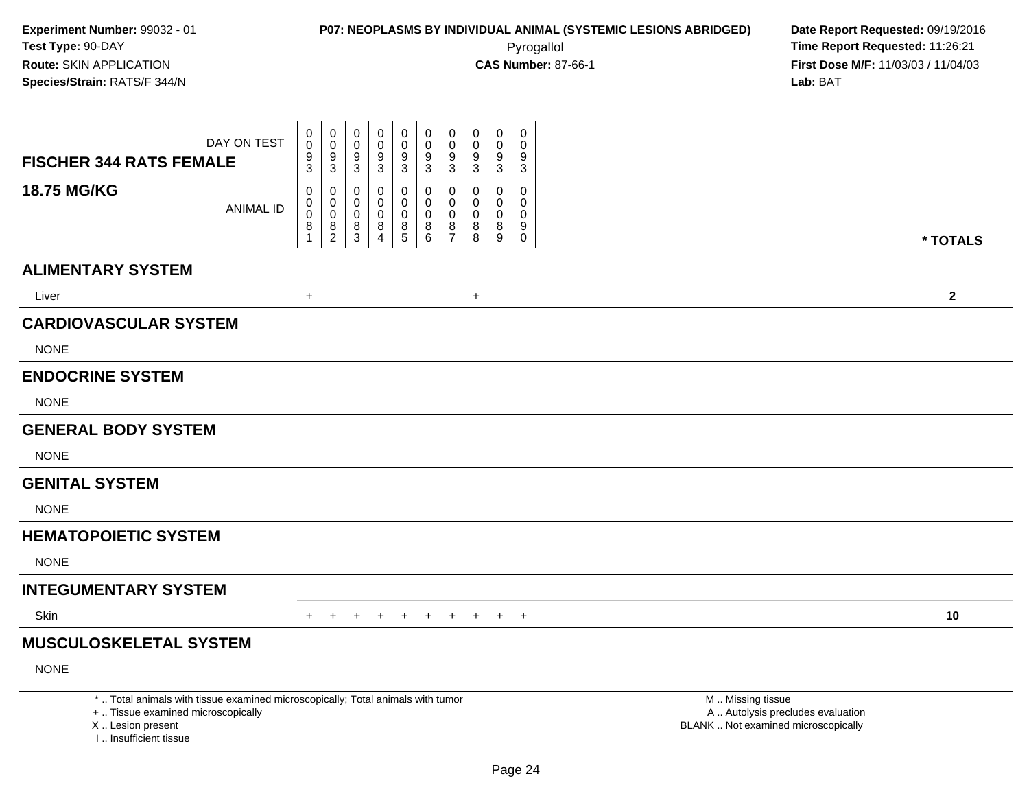**Experiment Number:** 99032 - 01
**Test Type:** 90-DAY
**Route:** SKIN APPLICATION
**Species/Strain:** RATS/F 344/N

**P07: NEOPLASMS BY INDIVIDUAL ANIMAL (SYSTEMIC LESIONS ABRIDGED)**
Pyrogallol
**CAS Number:** 87-66-1

**Date Report Requested:** 09/19/2016
**Time Report Requested:** 11:26:21
**First Dose M/F:** 11/03/03 / 11/04/03
**Lab:** BAT

| FISCHER 344 RATS FEMALE 18.75 MG/KG | | | | | | | | | | | |
|---|---|---|---|---|---|---|---|---|---|---|---|
| DAY ON TEST | 0093 | 0093 | 0093 | 0093 | 0093 | 0093 | 0093 | 0093 | 0093 | 0093 | |
| ANIMAL ID | 00081 | 00082 | 00083 | 00084 | 00085 | 00086 | 00087 | 00088 | 00089 | 00090 | * TOTALS |
| **ALIMENTARY SYSTEM** | | | | | | | | | | | |
| Liver | + | | | | | | | + | | | 2 |
| **CARDIOVASCULAR SYSTEM** | | | | | | | | | | | |
| NONE | | | | | | | | | | | |
| **ENDOCRINE SYSTEM** | | | | | | | | | | | |
| NONE | | | | | | | | | | | |
| **GENERAL BODY SYSTEM** | | | | | | | | | | | |
| NONE | | | | | | | | | | | |
| **GENITAL SYSTEM** | | | | | | | | | | | |
| NONE | | | | | | | | | | | |
| **HEMATOPOIETIC SYSTEM** | | | | | | | | | | | |
| NONE | | | | | | | | | | | |
| **INTEGUMENTARY SYSTEM** | | | | | | | | | | | |
| Skin | + | + | + | + | + | + | + | + | + | + | 10 |
| **MUSCULOSKELETAL SYSTEM** | | | | | | | | | | | |
| NONE | | | | | | | | | | | |

* .. Total animals with tissue examined microscopically; Total animals with tumor
+ .. Tissue examined microscopically
X .. Lesion present
I .. Insufficient tissue

M .. Missing tissue
A .. Autolysis precludes evaluation
BLANK .. Not examined microscopically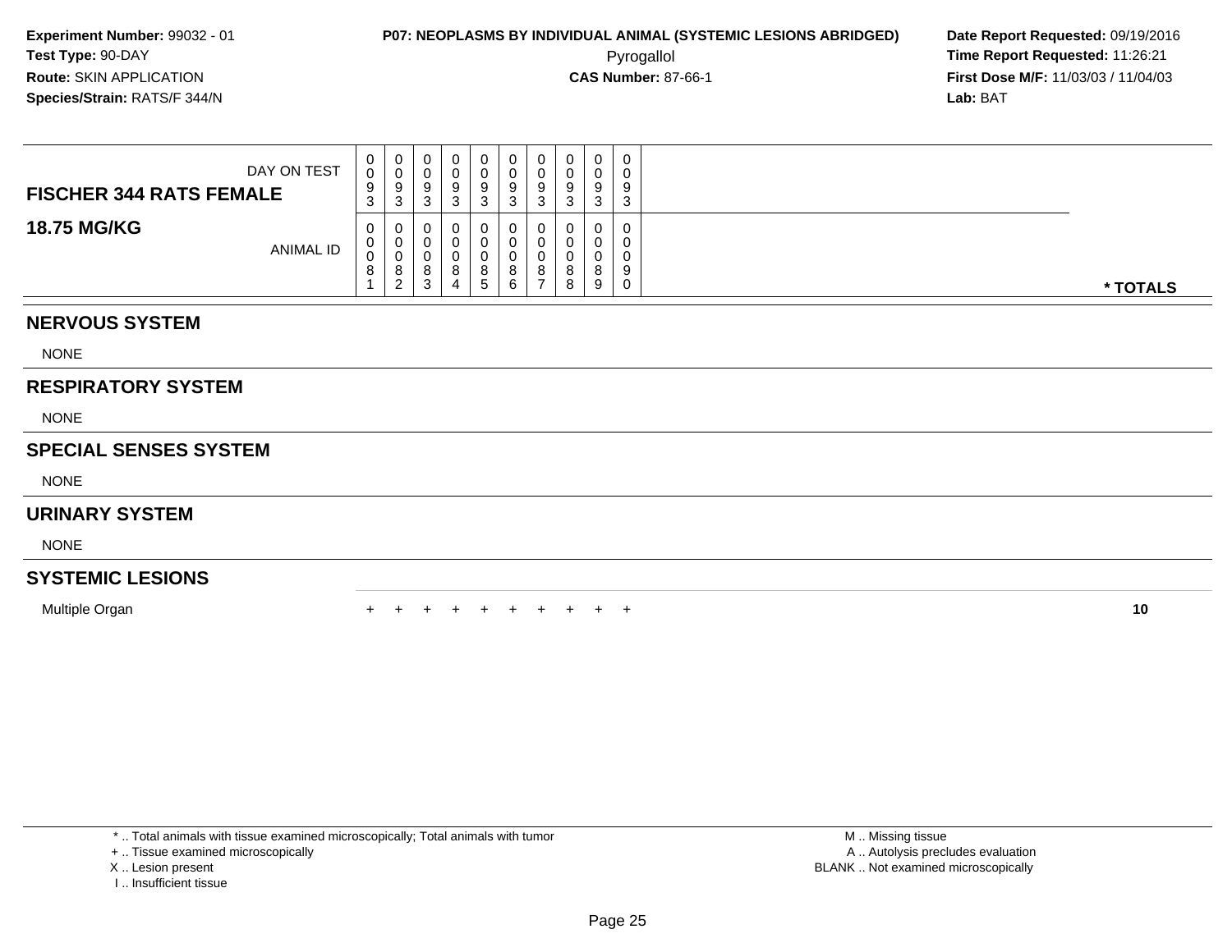**Experiment Number:** 99032 - 01
**Test Type:** 90-DAY
**Route:** SKIN APPLICATION
**Species/Strain:** RATS/F 344/N

**P07: NEOPLASMS BY INDIVIDUAL ANIMAL (SYSTEMIC LESIONS ABRIDGED)**
Pyrogallol
**CAS Number:** 87-66-1

**Date Report Requested:** 09/19/2016
**Time Report Requested:** 11:26:21
**First Dose M/F:** 11/03/03 / 11/04/03
**Lab:** BAT

| FISCHER 344 RATS FEMALE — DAY ON TEST | 0093 | 0093 | 0093 | 0093 | 0093 | 0093 | 0093 | 0093 | 0093 | 0093 | |
|---|---|---|---|---|---|---|---|---|---|---|---|
| **18.75 MG/KG** — ANIMAL ID | 00081 | 00082 | 00083 | 00084 | 00085 | 00086 | 00087 | 00088 | 00089 | 00090 | *** TOTALS** |
| **NERVOUS SYSTEM** | | | | | | | | | | | |
| NONE | | | | | | | | | | | |
| **RESPIRATORY SYSTEM** | | | | | | | | | | | |
| NONE | | | | | | | | | | | |
| **SPECIAL SENSES SYSTEM** | | | | | | | | | | | |
| NONE | | | | | | | | | | | |
| **URINARY SYSTEM** | | | | | | | | | | | |
| NONE | | | | | | | | | | | |
| **SYSTEMIC LESIONS** | | | | | | | | | | | |
| Multiple Organ | + | + | + | + | + | + | + | + | + | + | **10** |

* .. Total animals with tissue examined microscopically; Total animals with tumor
+ .. Tissue examined microscopically
X .. Lesion present
I .. Insufficient tissue

M .. Missing tissue
A .. Autolysis precludes evaluation
BLANK .. Not examined microscopically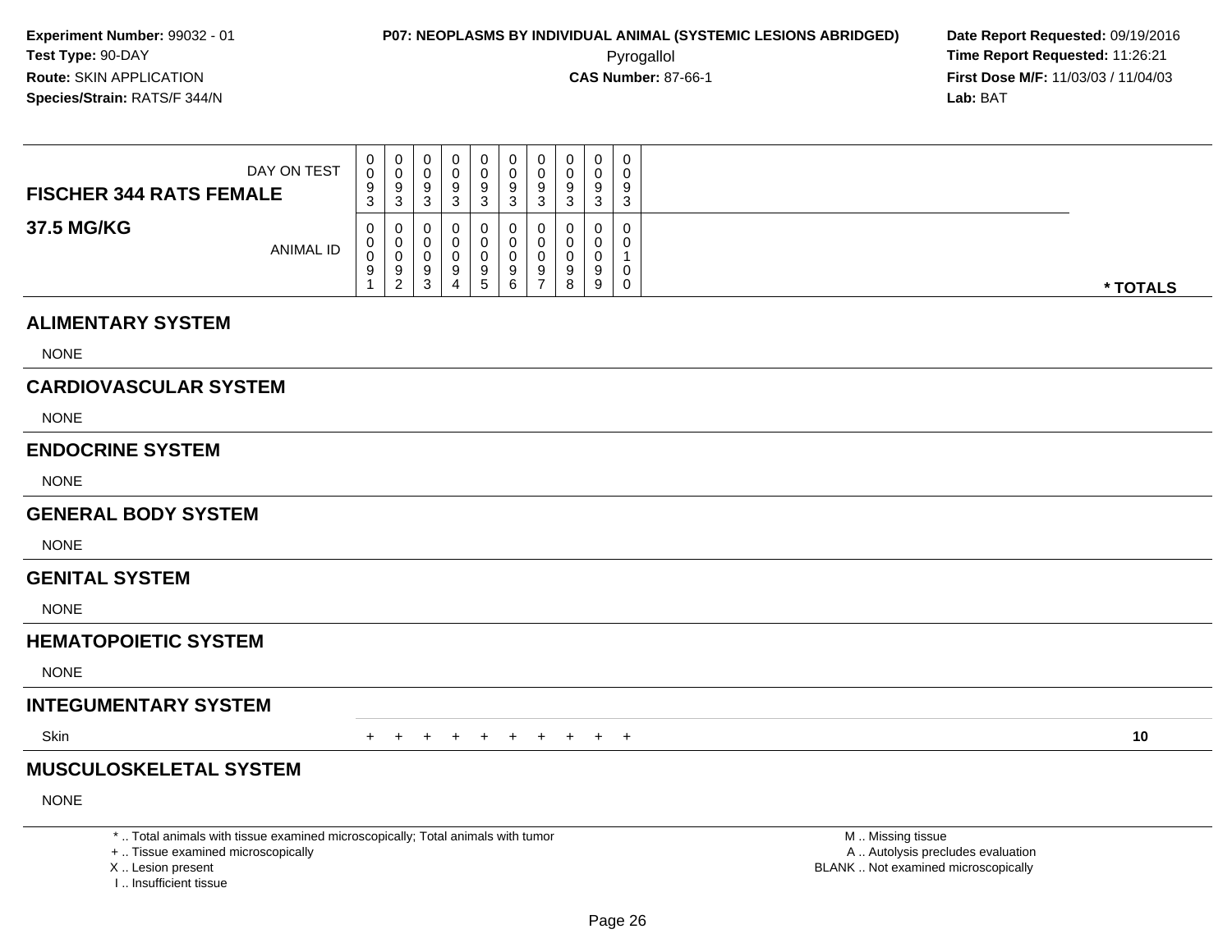**Experiment Number:** 99032 - 01
**Test Type:** 90-DAY
**Route:** SKIN APPLICATION
**Species/Strain:** RATS/F 344/N

**P07: NEOPLASMS BY INDIVIDUAL ANIMAL (SYSTEMIC LESIONS ABRIDGED)**
Pyrogallol
**CAS Number:** 87-66-1

**Date Report Requested:** 09/19/2016
**Time Report Requested:** 11:26:21
**First Dose M/F:** 11/03/03 / 11/04/03
**Lab:** BAT

| FISCHER 344 RATS FEMALE<br>37.5 MG/KG | | | | | | | | | | | |
|---|---|---|---|---|---|---|---|---|---|---|---|
| DAY ON TEST | 0093 | 0093 | 0093 | 0093 | 0093 | 0093 | 0093 | 0093 | 0093 | 0093 | |
| ANIMAL ID | 00091 | 00092 | 00093 | 00094 | 00095 | 00096 | 00097 | 00098 | 00099 | 00100 | * TOTALS |
| **ALIMENTARY SYSTEM** | | | | | | | | | | | |
| NONE | | | | | | | | | | | |
| **CARDIOVASCULAR SYSTEM** | | | | | | | | | | | |
| NONE | | | | | | | | | | | |
| **ENDOCRINE SYSTEM** | | | | | | | | | | | |
| NONE | | | | | | | | | | | |
| **GENERAL BODY SYSTEM** | | | | | | | | | | | |
| NONE | | | | | | | | | | | |
| **GENITAL SYSTEM** | | | | | | | | | | | |
| NONE | | | | | | | | | | | |
| **HEMATOPOIETIC SYSTEM** | | | | | | | | | | | |
| NONE | | | | | | | | | | | |
| **INTEGUMENTARY SYSTEM** | | | | | | | | | | | |
| Skin | + | + | + | + | + | + | + | + | + | + | 10 |
| **MUSCULOSKELETAL SYSTEM** | | | | | | | | | | | |
| NONE | | | | | | | | | | | |

* .. Total animals with tissue examined microscopically; Total animals with tumor
+ .. Tissue examined microscopically
X .. Lesion present
I .. Insufficient tissue

M .. Missing tissue
A .. Autolysis precludes evaluation
BLANK .. Not examined microscopically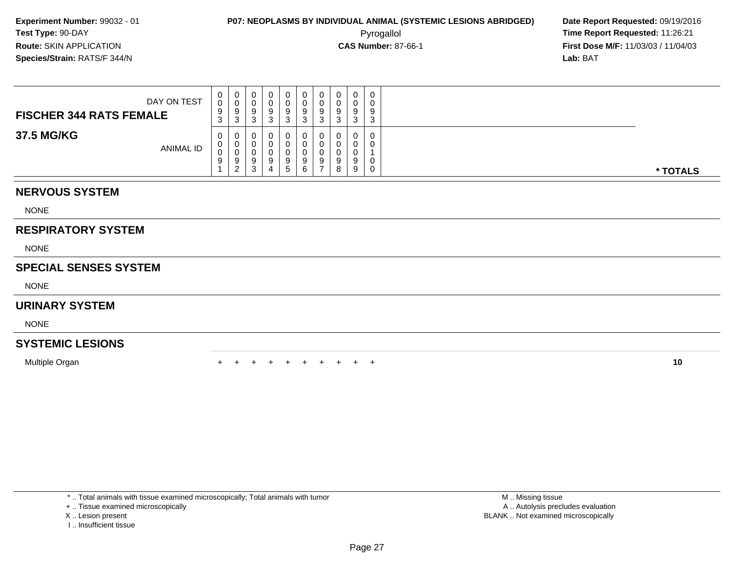**Experiment Number:** 99032 - 01
**Test Type:** 90-DAY
**Route:** SKIN APPLICATION
**Species/Strain:** RATS/F 344/N

**P07: NEOPLASMS BY INDIVIDUAL ANIMAL (SYSTEMIC LESIONS ABRIDGED)**
Pyrogallol
**CAS Number:** 87-66-1

**Date Report Requested:** 09/19/2016
**Time Report Requested:** 11:26:21
**First Dose M/F:** 11/03/03 / 11/04/03
**Lab:** BAT

| FISCHER 344 RATS FEMALE — DAY ON TEST | 0093 | 0093 | 0093 | 0093 | 0093 | 0093 | 0093 | 0093 | 0093 | 0093 | |
|---|---|---|---|---|---|---|---|---|---|---|---|
| **37.5 MG/KG** — ANIMAL ID | 00091 | 00092 | 00093 | 00094 | 00095 | 00096 | 00097 | 00098 | 00099 | 00100 | *** TOTALS** |
| **NERVOUS SYSTEM** | | | | | | | | | | | |
| NONE | | | | | | | | | | | |
| **RESPIRATORY SYSTEM** | | | | | | | | | | | |
| NONE | | | | | | | | | | | |
| **SPECIAL SENSES SYSTEM** | | | | | | | | | | | |
| NONE | | | | | | | | | | | |
| **URINARY SYSTEM** | | | | | | | | | | | |
| NONE | | | | | | | | | | | |
| **SYSTEMIC LESIONS** | | | | | | | | | | | |
| Multiple Organ | + | + | + | + | + | + | + | + | + | + | **10** |

* .. Total animals with tissue examined microscopically; Total animals with tumor
+ .. Tissue examined microscopically
X .. Lesion present
I .. Insufficient tissue

M .. Missing tissue
A .. Autolysis precludes evaluation
BLANK .. Not examined microscopically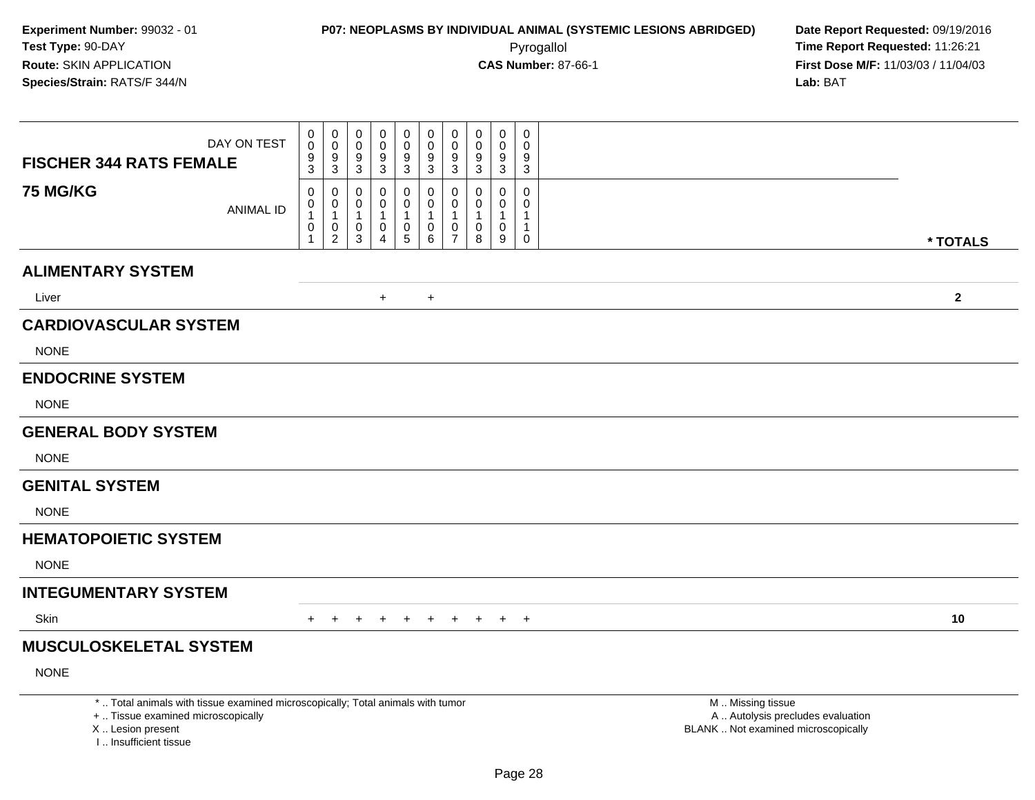**Experiment Number:** 99032 - 01
**Test Type:** 90-DAY
**Route:** SKIN APPLICATION
**Species/Strain:** RATS/F 344/N

**P07: NEOPLASMS BY INDIVIDUAL ANIMAL (SYSTEMIC LESIONS ABRIDGED)**
Pyrogallol
**CAS Number:** 87-66-1

**Date Report Requested:** 09/19/2016
**Time Report Requested:** 11:26:21
**First Dose M/F:** 11/03/03 / 11/04/03
**Lab:** BAT

| FISCHER 344 RATS FEMALE 75 MG/KG | | | | | | | | | | | |
|---|---|---|---|---|---|---|---|---|---|---|---|
| DAY ON TEST | 0093 | 0093 | 0093 | 0093 | 0093 | 0093 | 0093 | 0093 | 0093 | 0093 | |
| ANIMAL ID | 00101 | 00102 | 00103 | 00104 | 00105 | 00106 | 00107 | 00108 | 00109 | 00110 | * TOTALS |
| **ALIMENTARY SYSTEM** | | | | | | | | | | | |
| Liver | | | | + | | + | | | | | 2 |
| **CARDIOVASCULAR SYSTEM** | | | | | | | | | | | |
| NONE | | | | | | | | | | | |
| **ENDOCRINE SYSTEM** | | | | | | | | | | | |
| NONE | | | | | | | | | | | |
| **GENERAL BODY SYSTEM** | | | | | | | | | | | |
| NONE | | | | | | | | | | | |
| **GENITAL SYSTEM** | | | | | | | | | | | |
| NONE | | | | | | | | | | | |
| **HEMATOPOIETIC SYSTEM** | | | | | | | | | | | |
| NONE | | | | | | | | | | | |
| **INTEGUMENTARY SYSTEM** | | | | | | | | | | | |
| Skin | + | + | + | + | + | + | + | + | + | + | 10 |
| **MUSCULOSKELETAL SYSTEM** | | | | | | | | | | | |
| NONE | | | | | | | | | | | |

* .. Total animals with tissue examined microscopically; Total animals with tumor
+ .. Tissue examined microscopically
X .. Lesion present
I .. Insufficient tissue

M .. Missing tissue
A .. Autolysis precludes evaluation
BLANK .. Not examined microscopically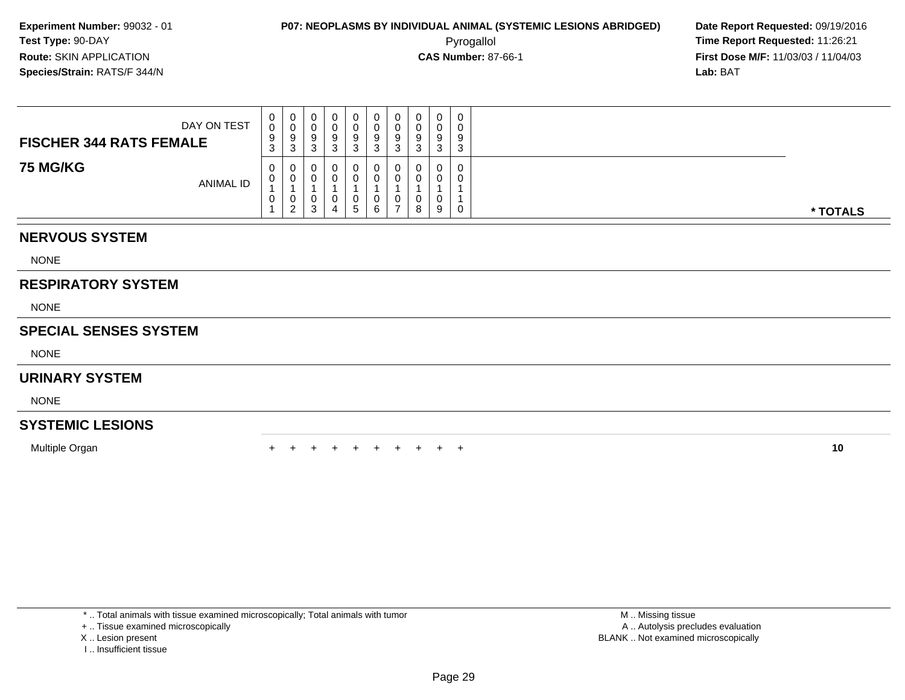**Experiment Number:** 99032 - 01
**Test Type:** 90-DAY
**Route:** SKIN APPLICATION
**Species/Strain:** RATS/F 344/N

**P07: NEOPLASMS BY INDIVIDUAL ANIMAL (SYSTEMIC LESIONS ABRIDGED)**
Pyrogallol
**CAS Number:** 87-66-1

**Date Report Requested:** 09/19/2016
**Time Report Requested:** 11:26:21
**First Dose M/F:** 11/03/03 / 11/04/03
**Lab:** BAT

| FISCHER 344 RATS FEMALE / 75 MG/KG | | | | | | | | | | | |
|---|---|---|---|---|---|---|---|---|---|---|---|
| DAY ON TEST | 0093 | 0093 | 0093 | 0093 | 0093 | 0093 | 0093 | 0093 | 0093 | 0093 | |
| ANIMAL ID | 00101 | 00102 | 00103 | 00104 | 00105 | 00106 | 00107 | 00108 | 00109 | 00110 | * TOTALS |
| **NERVOUS SYSTEM** | | | | | | | | | | | |
| NONE | | | | | | | | | | | |
| **RESPIRATORY SYSTEM** | | | | | | | | | | | |
| NONE | | | | | | | | | | | |
| **SPECIAL SENSES SYSTEM** | | | | | | | | | | | |
| NONE | | | | | | | | | | | |
| **URINARY SYSTEM** | | | | | | | | | | | |
| NONE | | | | | | | | | | | |
| **SYSTEMIC LESIONS** | | | | | | | | | | | |
| Multiple Organ | + | + | + | + | + | + | + | + | + | + | 10 |

* .. Total animals with tissue examined microscopically; Total animals with tumor
+ .. Tissue examined microscopically
X .. Lesion present
I .. Insufficient tissue

M .. Missing tissue
A .. Autolysis precludes evaluation
BLANK .. Not examined microscopically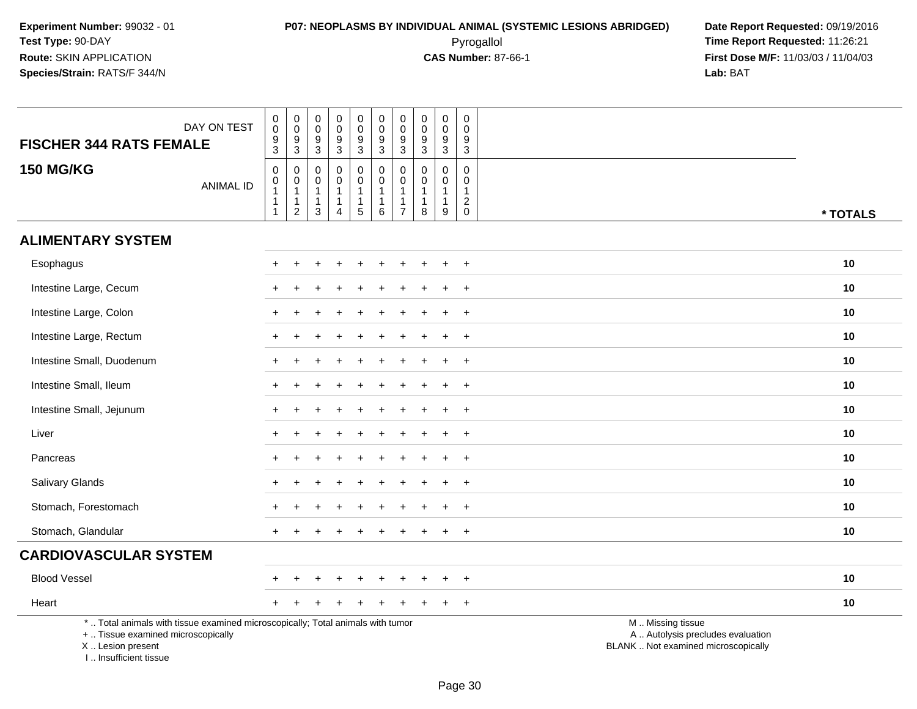**Experiment Number:** 99032 - 01
**Test Type:** 90-DAY
**Route:** SKIN APPLICATION
**Species/Strain:** RATS/F 344/N

**P07: NEOPLASMS BY INDIVIDUAL ANIMAL (SYSTEMIC LESIONS ABRIDGED)**
Pyrogallol
**CAS Number:** 87-66-1

**Date Report Requested:** 09/19/2016
**Time Report Requested:** 11:26:21
**First Dose M/F:** 11/03/03 / 11/04/03
**Lab:** BAT

| FISCHER 344 RATS FEMALE — DAY ON TEST | 0093 | 0093 | 0093 | 0093 | 0093 | 0093 | 0093 | 0093 | 0093 | 0093 | |
|---|---|---|---|---|---|---|---|---|---|---|---|
| **150 MG/KG** — ANIMAL ID | 00111 | 00112 | 00113 | 00114 | 00115 | 00116 | 00117 | 00118 | 00119 | 00120 | * TOTALS |
| **ALIMENTARY SYSTEM** | | | | | | | | | | | |
| Esophagus | + | + | + | + | + | + | + | + | + | + | 10 |
| Intestine Large, Cecum | + | + | + | + | + | + | + | + | + | + | 10 |
| Intestine Large, Colon | + | + | + | + | + | + | + | + | + | + | 10 |
| Intestine Large, Rectum | + | + | + | + | + | + | + | + | + | + | 10 |
| Intestine Small, Duodenum | + | + | + | + | + | + | + | + | + | + | 10 |
| Intestine Small, Ileum | + | + | + | + | + | + | + | + | + | + | 10 |
| Intestine Small, Jejunum | + | + | + | + | + | + | + | + | + | + | 10 |
| Liver | + | + | + | + | + | + | + | + | + | + | 10 |
| Pancreas | + | + | + | + | + | + | + | + | + | + | 10 |
| Salivary Glands | + | + | + | + | + | + | + | + | + | + | 10 |
| Stomach, Forestomach | + | + | + | + | + | + | + | + | + | + | 10 |
| Stomach, Glandular | + | + | + | + | + | + | + | + | + | + | 10 |
| **CARDIOVASCULAR SYSTEM** | | | | | | | | | | | |
| Blood Vessel | + | + | + | + | + | + | + | + | + | + | 10 |
| Heart | + | + | + | + | + | + | + | + | + | + | 10 |

\* .. Total animals with tissue examined microscopically; Total animals with tumor
\+ .. Tissue examined microscopically
X .. Lesion present
I .. Insufficient tissue

M .. Missing tissue
A .. Autolysis precludes evaluation
BLANK .. Not examined microscopically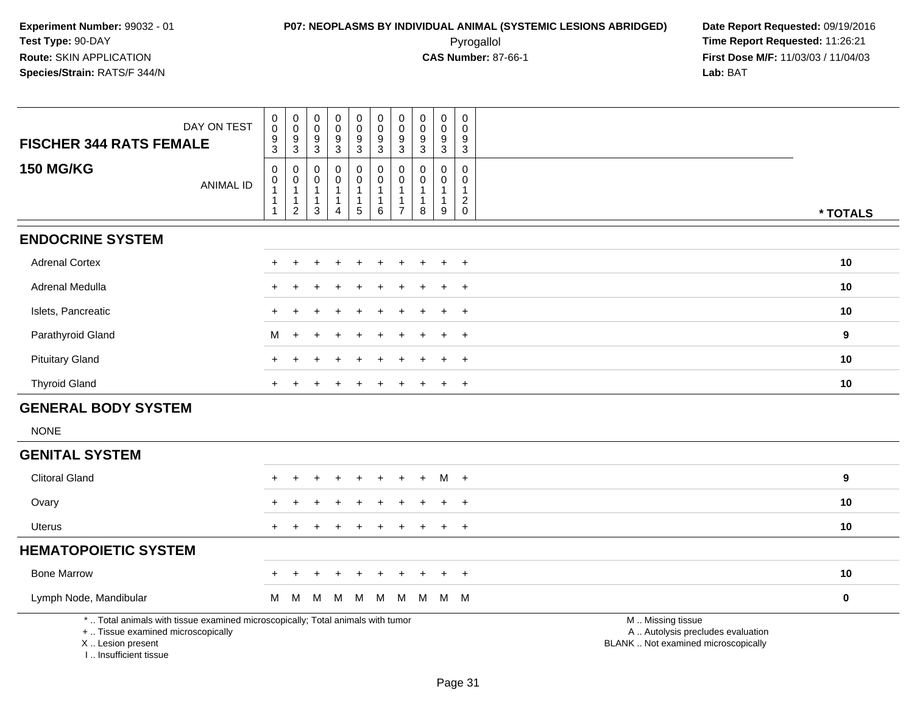**Experiment Number:** 99032 - 01
**Test Type:** 90-DAY
**Route:** SKIN APPLICATION
**Species/Strain:** RATS/F 344/N

**P07: NEOPLASMS BY INDIVIDUAL ANIMAL (SYSTEMIC LESIONS ABRIDGED)**
Pyrogallol
**CAS Number:** 87-66-1

**Date Report Requested:** 09/19/2016
**Time Report Requested:** 11:26:21
**First Dose M/F:** 11/03/03 / 11/04/03
**Lab:** BAT

| FISCHER 344 RATS FEMALE — DAY ON TEST | 0093 | 0093 | 0093 | 0093 | 0093 | 0093 | 0093 | 0093 | 0093 | 0093 | |
|---|---|---|---|---|---|---|---|---|---|---|---|
| **150 MG/KG** — ANIMAL ID | 00111 | 00112 | 00113 | 00114 | 00115 | 00116 | 00117 | 00118 | 00119 | 00120 | * TOTALS |
| **ENDOCRINE SYSTEM** | | | | | | | | | | | |
| Adrenal Cortex | + | + | + | + | + | + | + | + | + | + | 10 |
| Adrenal Medulla | + | + | + | + | + | + | + | + | + | + | 10 |
| Islets, Pancreatic | + | + | + | + | + | + | + | + | + | + | 10 |
| Parathyroid Gland | M | + | + | + | + | + | + | + | + | + | 9 |
| Pituitary Gland | + | + | + | + | + | + | + | + | + | + | 10 |
| Thyroid Gland | + | + | + | + | + | + | + | + | + | + | 10 |
| **GENERAL BODY SYSTEM** | | | | | | | | | | | |
| NONE | | | | | | | | | | | |
| **GENITAL SYSTEM** | | | | | | | | | | | |
| Clitoral Gland | + | + | + | + | + | + | + | + | M | + | 9 |
| Ovary | + | + | + | + | + | + | + | + | + | + | 10 |
| Uterus | + | + | + | + | + | + | + | + | + | + | 10 |
| **HEMATOPOIETIC SYSTEM** | | | | | | | | | | | |
| Bone Marrow | + | + | + | + | + | + | + | + | + | + | 10 |
| Lymph Node, Mandibular | M | M | M | M | M | M | M | M | M | M | 0 |

* .. Total animals with tissue examined microscopically; Total animals with tumor
+ .. Tissue examined microscopically
X .. Lesion present
I .. Insufficient tissue

M .. Missing tissue
A .. Autolysis precludes evaluation
BLANK .. Not examined microscopically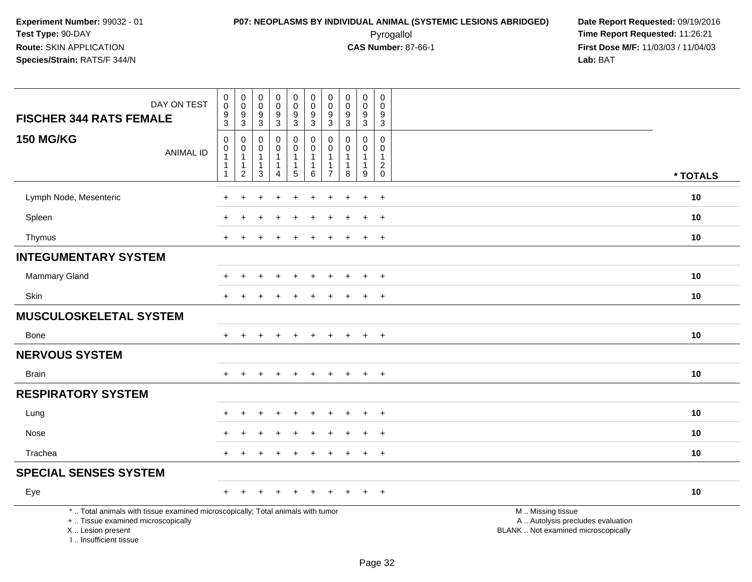Experiment Number: 99032 - 01
Test Type: 90-DAY
Route: SKIN APPLICATION
Species/Strain: RATS/F 344/N

**P07: NEOPLASMS BY INDIVIDUAL ANIMAL (SYSTEMIC LESIONS ABRIDGED)**
Pyrogallol
**CAS Number:** 87-66-1

Date Report Requested: 09/19/2016
Time Report Requested: 11:26:21
First Dose M/F: 11/03/03 / 11/04/03
Lab: BAT

| DAY ON TEST | 0093 | 0093 | 0093 | 0093 | 0093 | 0093 | 0093 | 0093 | 0093 | 0093 | |
|---|---|---|---|---|---|---|---|---|---|---|---|
| **FISCHER 344 RATS FEMALE** | | | | | | | | | | | |
| **150 MG/KG** ANIMAL ID | 00111 | 00112 | 00113 | 00114 | 00115 | 00116 | 00117 | 00118 | 00119 | 00120 | **\* TOTALS** |
| Lymph Node, Mesenteric | + | + | + | + | + | + | + | + | + | + | **10** |
| Spleen | + | + | + | + | + | + | + | + | + | + | **10** |
| Thymus | + | + | + | + | + | + | + | + | + | + | **10** |
| **INTEGUMENTARY SYSTEM** | | | | | | | | | | | |
| Mammary Gland | + | + | + | + | + | + | + | + | + | + | **10** |
| Skin | + | + | + | + | + | + | + | + | + | + | **10** |
| **MUSCULOSKELETAL SYSTEM** | | | | | | | | | | | |
| Bone | + | + | + | + | + | + | + | + | + | + | **10** |
| **NERVOUS SYSTEM** | | | | | | | | | | | |
| Brain | + | + | + | + | + | + | + | + | + | + | **10** |
| **RESPIRATORY SYSTEM** | | | | | | | | | | | |
| Lung | + | + | + | + | + | + | + | + | + | + | **10** |
| Nose | + | + | + | + | + | + | + | + | + | + | **10** |
| Trachea | + | + | + | + | + | + | + | + | + | + | **10** |
| **SPECIAL SENSES SYSTEM** | | | | | | | | | | | |
| Eye | + | + | + | + | + | + | + | + | + | + | **10** |

\* .. Total animals with tissue examined microscopically; Total animals with tumor
\+ .. Tissue examined microscopically
X .. Lesion present
I .. Insufficient tissue

M .. Missing tissue
A .. Autolysis precludes evaluation
BLANK .. Not examined microscopically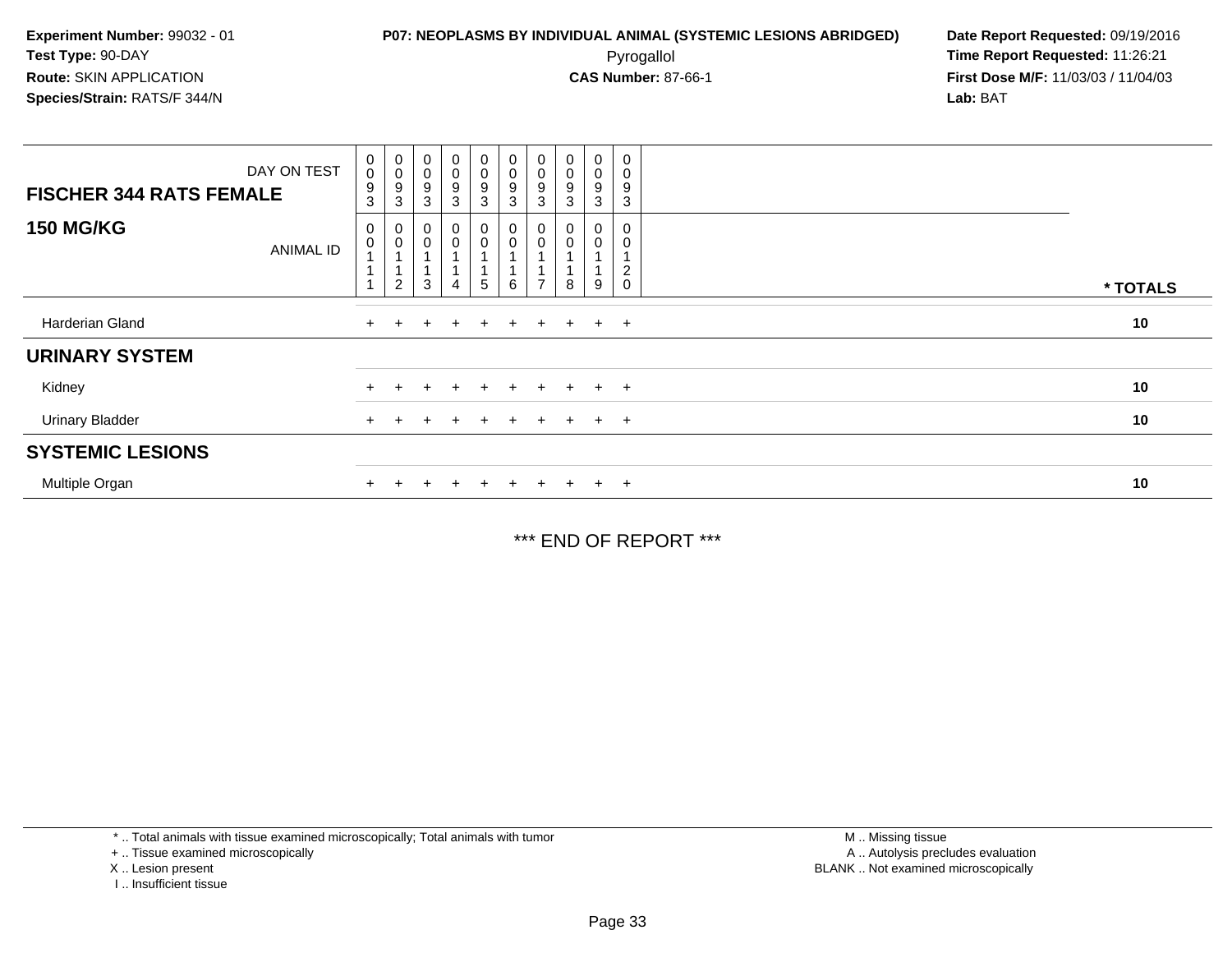**Experiment Number:** 99032 - 01
**Test Type:** 90-DAY
**Route:** SKIN APPLICATION
**Species/Strain:** RATS/F 344/N

**P07: NEOPLASMS BY INDIVIDUAL ANIMAL (SYSTEMIC LESIONS ABRIDGED)**
Pyrogallol
**CAS Number:** 87-66-1

**Date Report Requested:** 09/19/2016
**Time Report Requested:** 11:26:21
**First Dose M/F:** 11/03/03 / 11/04/03
**Lab:** BAT

| FISCHER 344 RATS FEMALE / 150 MG/KG | | | | | | | | | | | |
|---|---|---|---|---|---|---|---|---|---|---|---|
| DAY ON TEST | 0093 | 0093 | 0093 | 0093 | 0093 | 0093 | 0093 | 0093 | 0093 | 0093 | |
| ANIMAL ID | 00111 | 00112 | 00113 | 00114 | 00115 | 00116 | 00117 | 00118 | 00119 | 00120 | * TOTALS |
| Harderian Gland | + | + | + | + | + | + | + | + | + | + | 10 |
| **URINARY SYSTEM** | | | | | | | | | | | |
| Kidney | + | + | + | + | + | + | + | + | + | + | 10 |
| Urinary Bladder | + | + | + | + | + | + | + | + | + | + | 10 |
| **SYSTEMIC LESIONS** | | | | | | | | | | | |
| Multiple Organ | + | + | + | + | + | + | + | + | + | + | 10 |

*** END OF REPORT ***

* .. Total animals with tissue examined microscopically; Total animals with tumor
+ .. Tissue examined microscopically
X .. Lesion present
I .. Insufficient tissue

M .. Missing tissue
A .. Autolysis precludes evaluation
BLANK .. Not examined microscopically